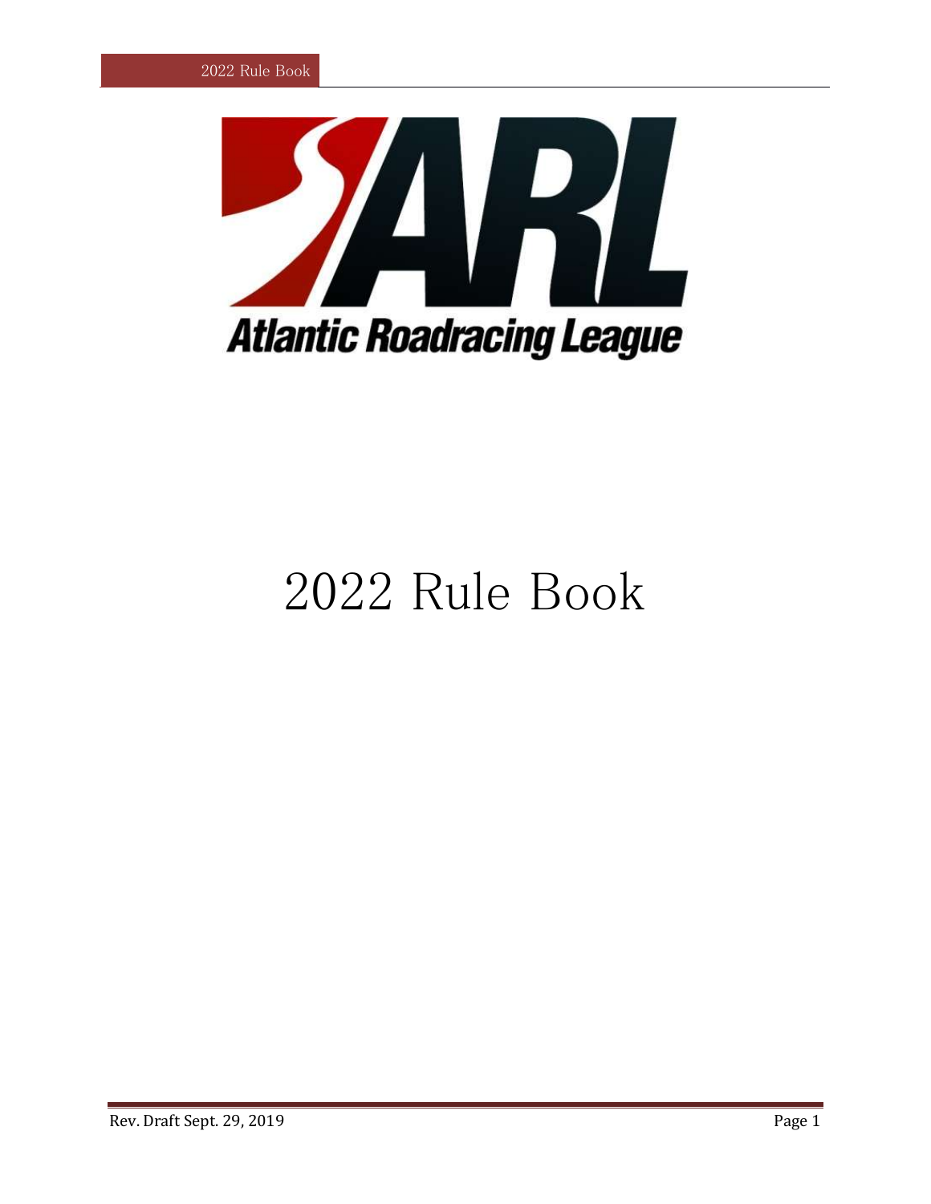Atlantic Roadracing League

# 2022 Rule Book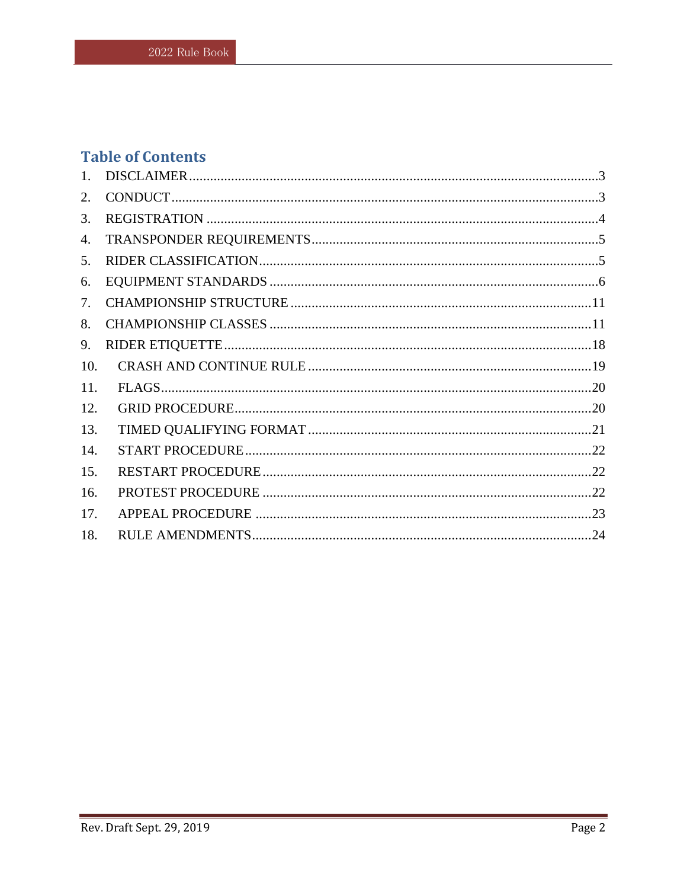## Table of Contents

1. DISCLAIMER....................................................................................................................3
2. CONDUCT.........................................................................................................................3
3. REGISTRATION ...............................................................................................................4
4. TRANSPONDER REQUIREMENTS.................................................................................5
5. RIDER CLASSIFICATION................................................................................................5
6. EQUIPMENT STANDARDS .............................................................................................6
7. CHAMPIONSHIP STRUCTURE .....................................................................................11
8. CHAMPIONSHIP CLASSES ...........................................................................................11
9. RIDER ETIQUETTE.........................................................................................................18
10. CRASH AND CONTINUE RULE ................................................................................19
11. FLAGS..........................................................................................................................20
12. GRID PROCEDURE.....................................................................................................20
13. TIMED QUALIFYING FORMAT ................................................................................21
14. START PROCEDURE...................................................................................................22
15. RESTART PROCEDURE.............................................................................................22
16. PROTEST PROCEDURE .............................................................................................22
17. APPEAL PROCEDURE ...............................................................................................23
18. RULE AMENDMENTS................................................................................................24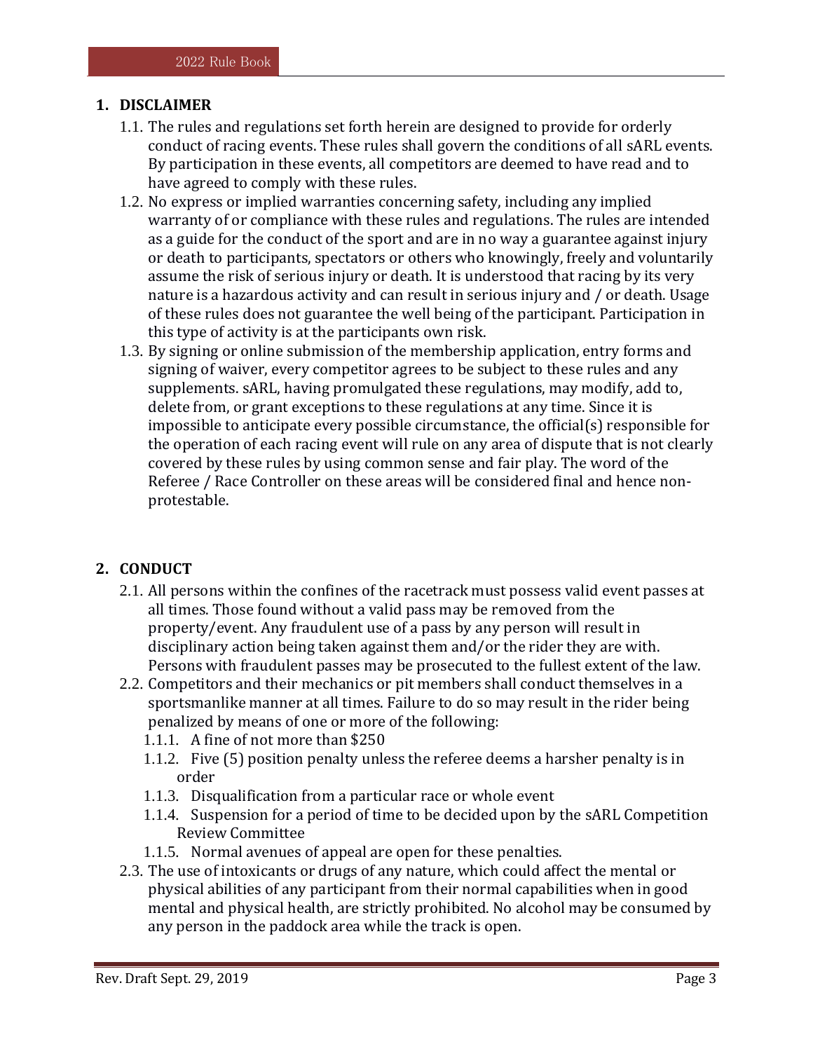## 1. DISCLAIMER

1.1. The rules and regulations set forth herein are designed to provide for orderly conduct of racing events. These rules shall govern the conditions of all sARL events. By participation in these events, all competitors are deemed to have read and to have agreed to comply with these rules.

1.2. No express or implied warranties concerning safety, including any implied warranty of or compliance with these rules and regulations. The rules are intended as a guide for the conduct of the sport and are in no way a guarantee against injury or death to participants, spectators or others who knowingly, freely and voluntarily assume the risk of serious injury or death. It is understood that racing by its very nature is a hazardous activity and can result in serious injury and / or death. Usage of these rules does not guarantee the well being of the participant. Participation in this type of activity is at the participants own risk.

1.3. By signing or online submission of the membership application, entry forms and signing of waiver, every competitor agrees to be subject to these rules and any supplements. sARL, having promulgated these regulations, may modify, add to, delete from, or grant exceptions to these regulations at any time. Since it is impossible to anticipate every possible circumstance, the official(s) responsible for the operation of each racing event will rule on any area of dispute that is not clearly covered by these rules by using common sense and fair play. The word of the Referee / Race Controller on these areas will be considered final and hence non-protestable.

## 2. CONDUCT

2.1. All persons within the confines of the racetrack must possess valid event passes at all times. Those found without a valid pass may be removed from the property/event. Any fraudulent use of a pass by any person will result in disciplinary action being taken against them and/or the rider they are with. Persons with fraudulent passes may be prosecuted to the fullest extent of the law.

2.2. Competitors and their mechanics or pit members shall conduct themselves in a sportsmanlike manner at all times. Failure to do so may result in the rider being penalized by means of one or more of the following:

- 1.1.1. A fine of not more than $250
- 1.1.2. Five (5) position penalty unless the referee deems a harsher penalty is in order
- 1.1.3. Disqualification from a particular race or whole event
- 1.1.4. Suspension for a period of time to be decided upon by the sARL Competition Review Committee
- 1.1.5. Normal avenues of appeal are open for these penalties.

2.3. The use of intoxicants or drugs of any nature, which could affect the mental or physical abilities of any participant from their normal capabilities when in good mental and physical health, are strictly prohibited. No alcohol may be consumed by any person in the paddock area while the track is open.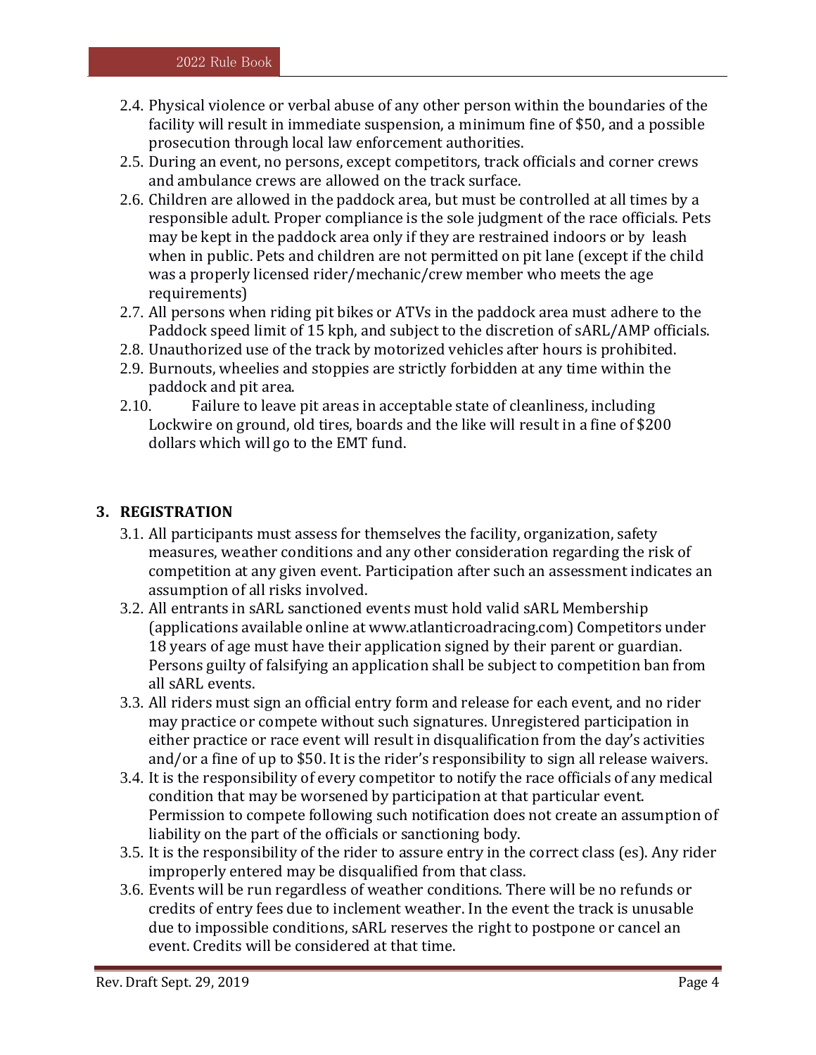2.4. Physical violence or verbal abuse of any other person within the boundaries of the facility will result in immediate suspension, a minimum fine of $50, and a possible prosecution through local law enforcement authorities.

2.5. During an event, no persons, except competitors, track officials and corner crews and ambulance crews are allowed on the track surface.

2.6. Children are allowed in the paddock area, but must be controlled at all times by a responsible adult. Proper compliance is the sole judgment of the race officials. Pets may be kept in the paddock area only if they are restrained indoors or by leash when in public. Pets and children are not permitted on pit lane (except if the child was a properly licensed rider/mechanic/crew member who meets the age requirements)

2.7. All persons when riding pit bikes or ATVs in the paddock area must adhere to the Paddock speed limit of 15 kph, and subject to the discretion of sARL/AMP officials.

2.8. Unauthorized use of the track by motorized vehicles after hours is prohibited.

2.9. Burnouts, wheelies and stoppies are strictly forbidden at any time within the paddock and pit area.

2.10. Failure to leave pit areas in acceptable state of cleanliness, including Lockwire on ground, old tires, boards and the like will result in a fine of $200 dollars which will go to the EMT fund.

## 3. REGISTRATION

3.1. All participants must assess for themselves the facility, organization, safety measures, weather conditions and any other consideration regarding the risk of competition at any given event. Participation after such an assessment indicates an assumption of all risks involved.

3.2. All entrants in sARL sanctioned events must hold valid sARL Membership (applications available online at www.atlanticroadracing.com) Competitors under 18 years of age must have their application signed by their parent or guardian. Persons guilty of falsifying an application shall be subject to competition ban from all sARL events.

3.3. All riders must sign an official entry form and release for each event, and no rider may practice or compete without such signatures. Unregistered participation in either practice or race event will result in disqualification from the day's activities and/or a fine of up to $50. It is the rider's responsibility to sign all release waivers.

3.4. It is the responsibility of every competitor to notify the race officials of any medical condition that may be worsened by participation at that particular event. Permission to compete following such notification does not create an assumption of liability on the part of the officials or sanctioning body.

3.5. It is the responsibility of the rider to assure entry in the correct class (es). Any rider improperly entered may be disqualified from that class.

3.6. Events will be run regardless of weather conditions. There will be no refunds or credits of entry fees due to inclement weather. In the event the track is unusable due to impossible conditions, sARL reserves the right to postpone or cancel an event. Credits will be considered at that time.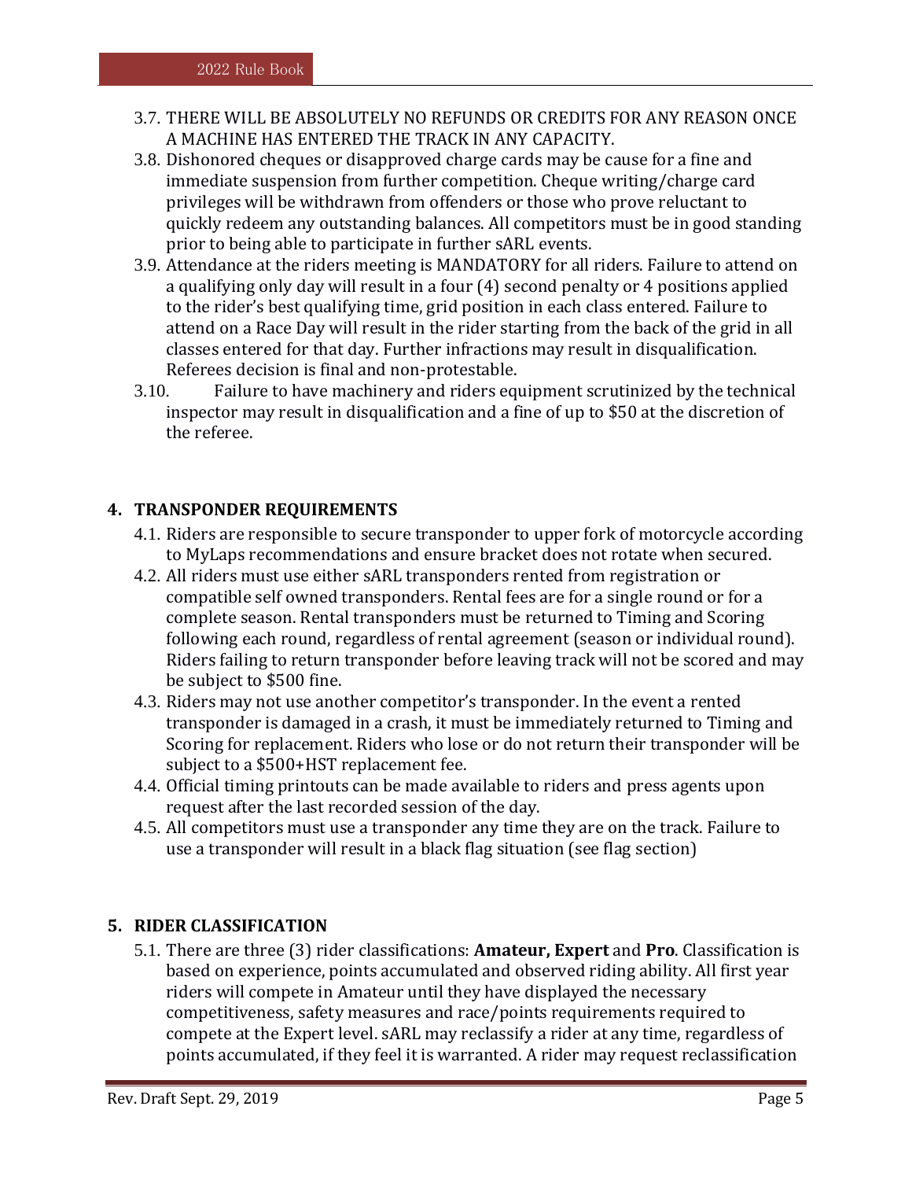3.7. THERE WILL BE ABSOLUTELY NO REFUNDS OR CREDITS FOR ANY REASON ONCE A MACHINE HAS ENTERED THE TRACK IN ANY CAPACITY.

3.8. Dishonored cheques or disapproved charge cards may be cause for a fine and immediate suspension from further competition. Cheque writing/charge card privileges will be withdrawn from offenders or those who prove reluctant to quickly redeem any outstanding balances. All competitors must be in good standing prior to being able to participate in further sARL events.

3.9. Attendance at the riders meeting is MANDATORY for all riders. Failure to attend on a qualifying only day will result in a four (4) second penalty or 4 positions applied to the rider's best qualifying time, grid position in each class entered. Failure to attend on a Race Day will result in the rider starting from the back of the grid in all classes entered for that day. Further infractions may result in disqualification. Referees decision is final and non-protestable.

3.10. Failure to have machinery and riders equipment scrutinized by the technical inspector may result in disqualification and a fine of up to $50 at the discretion of the referee.

## 4. TRANSPONDER REQUIREMENTS

4.1. Riders are responsible to secure transponder to upper fork of motorcycle according to MyLaps recommendations and ensure bracket does not rotate when secured.

4.2. All riders must use either sARL transponders rented from registration or compatible self owned transponders. Rental fees are for a single round or for a complete season. Rental transponders must be returned to Timing and Scoring following each round, regardless of rental agreement (season or individual round). Riders failing to return transponder before leaving track will not be scored and may be subject to $500 fine.

4.3. Riders may not use another competitor's transponder. In the event a rented transponder is damaged in a crash, it must be immediately returned to Timing and Scoring for replacement. Riders who lose or do not return their transponder will be subject to a $500+HST replacement fee.

4.4. Official timing printouts can be made available to riders and press agents upon request after the last recorded session of the day.

4.5. All competitors must use a transponder any time they are on the track. Failure to use a transponder will result in a black flag situation (see flag section)

## 5. RIDER CLASSIFICATION

5.1. There are three (3) rider classifications: **Amateur, Expert** and **Pro**. Classification is based on experience, points accumulated and observed riding ability. All first year riders will compete in Amateur until they have displayed the necessary competitiveness, safety measures and race/points requirements required to compete at the Expert level. sARL may reclassify a rider at any time, regardless of points accumulated, if they feel it is warranted. A rider may request reclassification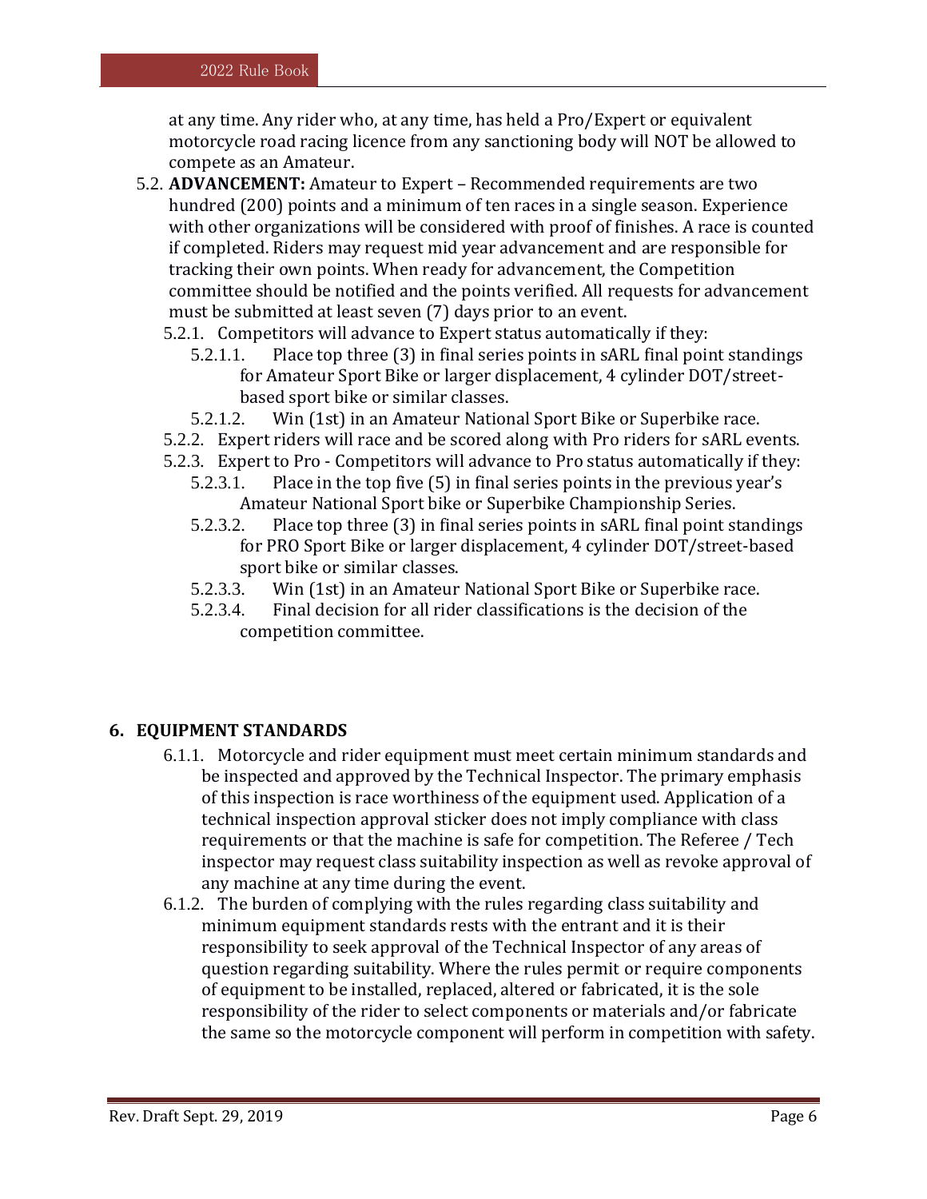at any time. Any rider who, at any time, has held a Pro/Expert or equivalent motorcycle road racing licence from any sanctioning body will NOT be allowed to compete as an Amateur.

5.2. **ADVANCEMENT:** Amateur to Expert – Recommended requirements are two hundred (200) points and a minimum of ten races in a single season. Experience with other organizations will be considered with proof of finishes. A race is counted if completed. Riders may request mid year advancement and are responsible for tracking their own points. When ready for advancement, the Competition committee should be notified and the points verified. All requests for advancement must be submitted at least seven (7) days prior to an event.

- 5.2.1. Competitors will advance to Expert status automatically if they:
  - 5.2.1.1. Place top three (3) in final series points in sARL final point standings for Amateur Sport Bike or larger displacement, 4 cylinder DOT/street-based sport bike or similar classes.
  - 5.2.1.2. Win (1st) in an Amateur National Sport Bike or Superbike race.
- 5.2.2. Expert riders will race and be scored along with Pro riders for sARL events.
- 5.2.3. Expert to Pro - Competitors will advance to Pro status automatically if they:
  - 5.2.3.1. Place in the top five (5) in final series points in the previous year's Amateur National Sport bike or Superbike Championship Series.
  - 5.2.3.2. Place top three (3) in final series points in sARL final point standings for PRO Sport Bike or larger displacement, 4 cylinder DOT/street-based sport bike or similar classes.
  - 5.2.3.3. Win (1st) in an Amateur National Sport Bike or Superbike race.
  - 5.2.3.4. Final decision for all rider classifications is the decision of the competition committee.

## 6. EQUIPMENT STANDARDS

- 6.1.1. Motorcycle and rider equipment must meet certain minimum standards and be inspected and approved by the Technical Inspector. The primary emphasis of this inspection is race worthiness of the equipment used. Application of a technical inspection approval sticker does not imply compliance with class requirements or that the machine is safe for competition. The Referee / Tech inspector may request class suitability inspection as well as revoke approval of any machine at any time during the event.
- 6.1.2. The burden of complying with the rules regarding class suitability and minimum equipment standards rests with the entrant and it is their responsibility to seek approval of the Technical Inspector of any areas of question regarding suitability. Where the rules permit or require components of equipment to be installed, replaced, altered or fabricated, it is the sole responsibility of the rider to select components or materials and/or fabricate the same so the motorcycle component will perform in competition with safety.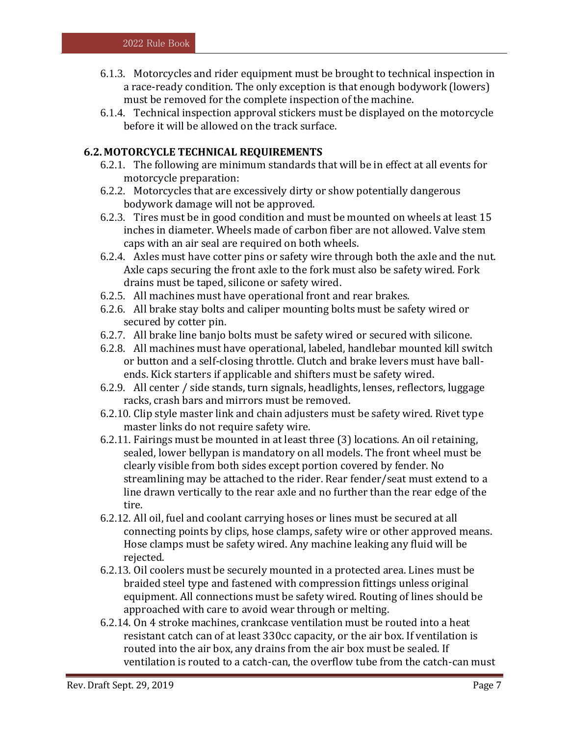6.1.3. Motorcycles and rider equipment must be brought to technical inspection in a race-ready condition. The only exception is that enough bodywork (lowers) must be removed for the complete inspection of the machine.

6.1.4. Technical inspection approval stickers must be displayed on the motorcycle before it will be allowed on the track surface.

### 6.2. MOTORCYCLE TECHNICAL REQUIREMENTS

6.2.1. The following are minimum standards that will be in effect at all events for motorcycle preparation:

6.2.2. Motorcycles that are excessively dirty or show potentially dangerous bodywork damage will not be approved.

6.2.3. Tires must be in good condition and must be mounted on wheels at least 15 inches in diameter. Wheels made of carbon fiber are not allowed. Valve stem caps with an air seal are required on both wheels.

6.2.4. Axles must have cotter pins or safety wire through both the axle and the nut. Axle caps securing the front axle to the fork must also be safety wired. Fork drains must be taped, silicone or safety wired.

6.2.5. All machines must have operational front and rear brakes.

6.2.6. All brake stay bolts and caliper mounting bolts must be safety wired or secured by cotter pin.

6.2.7. All brake line banjo bolts must be safety wired or secured with silicone.

6.2.8. All machines must have operational, labeled, handlebar mounted kill switch or button and a self-closing throttle. Clutch and brake levers must have ball-ends. Kick starters if applicable and shifters must be safety wired.

6.2.9. All center / side stands, turn signals, headlights, lenses, reflectors, luggage racks, crash bars and mirrors must be removed.

6.2.10. Clip style master link and chain adjusters must be safety wired. Rivet type master links do not require safety wire.

6.2.11. Fairings must be mounted in at least three (3) locations. An oil retaining, sealed, lower bellypan is mandatory on all models. The front wheel must be clearly visible from both sides except portion covered by fender. No streamlining may be attached to the rider. Rear fender/seat must extend to a line drawn vertically to the rear axle and no further than the rear edge of the tire.

6.2.12. All oil, fuel and coolant carrying hoses or lines must be secured at all connecting points by clips, hose clamps, safety wire or other approved means. Hose clamps must be safety wired. Any machine leaking any fluid will be rejected.

6.2.13. Oil coolers must be securely mounted in a protected area. Lines must be braided steel type and fastened with compression fittings unless original equipment. All connections must be safety wired. Routing of lines should be approached with care to avoid wear through or melting.

6.2.14. On 4 stroke machines, crankcase ventilation must be routed into a heat resistant catch can of at least 330cc capacity, or the air box. If ventilation is routed into the air box, any drains from the air box must be sealed. If ventilation is routed to a catch-can, the overflow tube from the catch-can must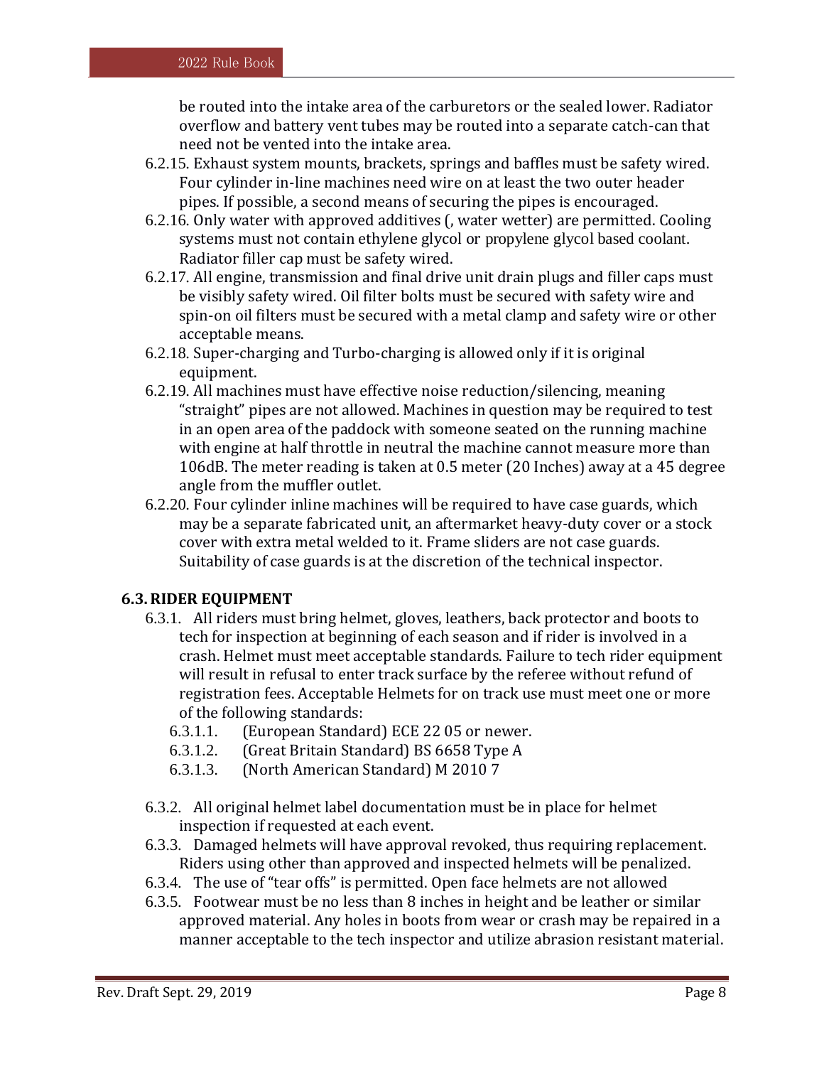be routed into the intake area of the carburetors or the sealed lower. Radiator overflow and battery vent tubes may be routed into a separate catch-can that need not be vented into the intake area.

6.2.15. Exhaust system mounts, brackets, springs and baffles must be safety wired. Four cylinder in-line machines need wire on at least the two outer header pipes. If possible, a second means of securing the pipes is encouraged.

6.2.16. Only water with approved additives (, water wetter) are permitted. Cooling systems must not contain ethylene glycol or propylene glycol based coolant. Radiator filler cap must be safety wired.

6.2.17. All engine, transmission and final drive unit drain plugs and filler caps must be visibly safety wired. Oil filter bolts must be secured with safety wire and spin-on oil filters must be secured with a metal clamp and safety wire or other acceptable means.

6.2.18. Super-charging and Turbo-charging is allowed only if it is original equipment.

6.2.19. All machines must have effective noise reduction/silencing, meaning "straight" pipes are not allowed. Machines in question may be required to test in an open area of the paddock with someone seated on the running machine with engine at half throttle in neutral the machine cannot measure more than 106dB. The meter reading is taken at 0.5 meter (20 Inches) away at a 45 degree angle from the muffler outlet.

6.2.20. Four cylinder inline machines will be required to have case guards, which may be a separate fabricated unit, an aftermarket heavy-duty cover or a stock cover with extra metal welded to it. Frame sliders are not case guards. Suitability of case guards is at the discretion of the technical inspector.

### 6.3. RIDER EQUIPMENT

6.3.1. All riders must bring helmet, gloves, leathers, back protector and boots to tech for inspection at beginning of each season and if rider is involved in a crash. Helmet must meet acceptable standards. Failure to tech rider equipment will result in refusal to enter track surface by the referee without refund of registration fees. Acceptable Helmets for on track use must meet one or more of the following standards:

- 6.3.1.1. (European Standard) ECE 22 05 or newer.
- 6.3.1.2. (Great Britain Standard) BS 6658 Type A
- 6.3.1.3. (North American Standard) M 2010 7

6.3.2. All original helmet label documentation must be in place for helmet inspection if requested at each event.

6.3.3. Damaged helmets will have approval revoked, thus requiring replacement. Riders using other than approved and inspected helmets will be penalized.

6.3.4. The use of "tear offs" is permitted. Open face helmets are not allowed

6.3.5. Footwear must be no less than 8 inches in height and be leather or similar approved material. Any holes in boots from wear or crash may be repaired in a manner acceptable to the tech inspector and utilize abrasion resistant material.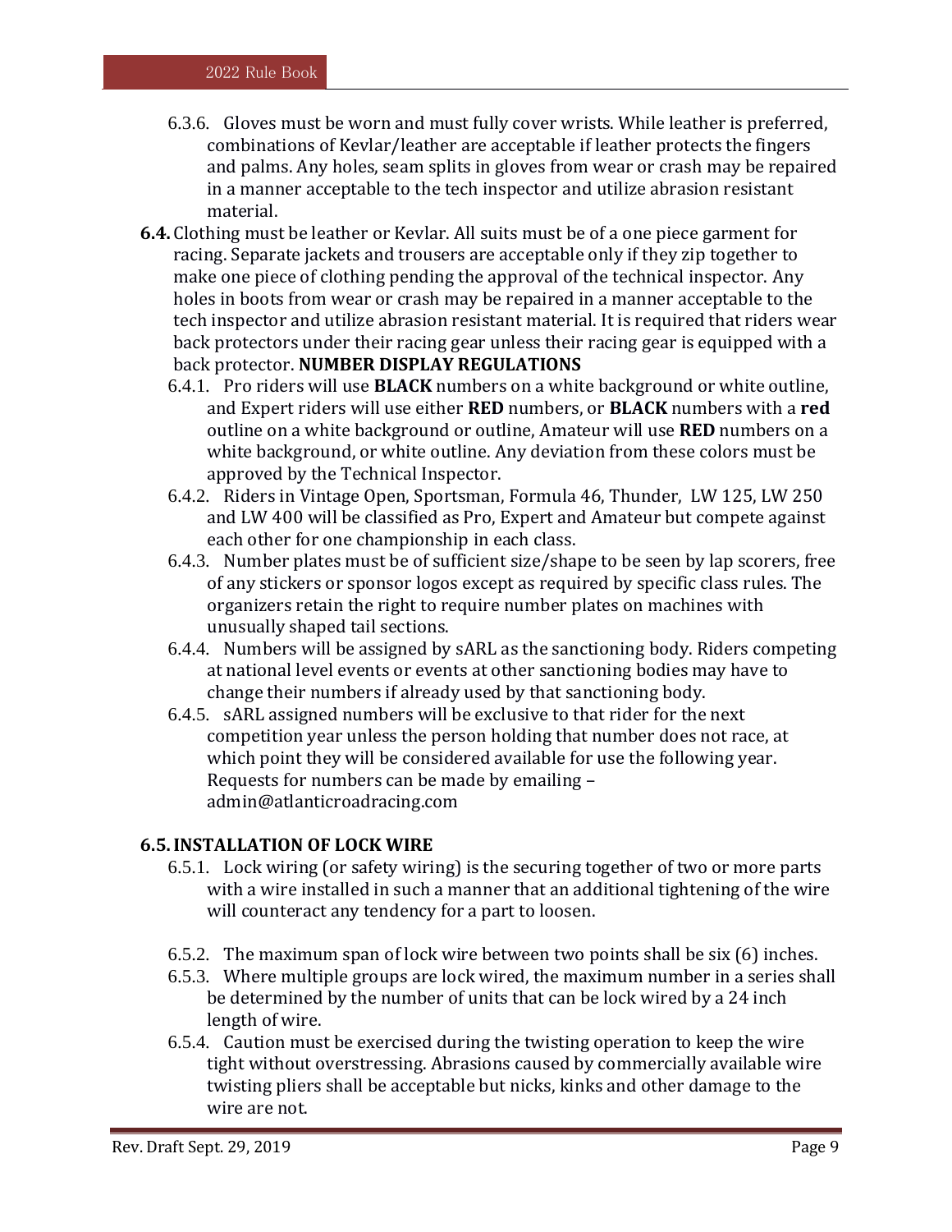6.3.6. Gloves must be worn and must fully cover wrists. While leather is preferred, combinations of Kevlar/leather are acceptable if leather protects the fingers and palms. Any holes, seam splits in gloves from wear or crash may be repaired in a manner acceptable to the tech inspector and utilize abrasion resistant material.

**6.4.** Clothing must be leather or Kevlar. All suits must be of a one piece garment for racing. Separate jackets and trousers are acceptable only if they zip together to make one piece of clothing pending the approval of the technical inspector. Any holes in boots from wear or crash may be repaired in a manner acceptable to the tech inspector and utilize abrasion resistant material. It is required that riders wear back protectors under their racing gear unless their racing gear is equipped with a back protector. **NUMBER DISPLAY REGULATIONS**

6.4.1. Pro riders will use **BLACK** numbers on a white background or white outline, and Expert riders will use either **RED** numbers, or **BLACK** numbers with a **red** outline on a white background or outline, Amateur will use **RED** numbers on a white background, or white outline. Any deviation from these colors must be approved by the Technical Inspector.

6.4.2. Riders in Vintage Open, Sportsman, Formula 46, Thunder, LW 125, LW 250 and LW 400 will be classified as Pro, Expert and Amateur but compete against each other for one championship in each class.

6.4.3. Number plates must be of sufficient size/shape to be seen by lap scorers, free of any stickers or sponsor logos except as required by specific class rules. The organizers retain the right to require number plates on machines with unusually shaped tail sections.

6.4.4. Numbers will be assigned by sARL as the sanctioning body. Riders competing at national level events or events at other sanctioning bodies may have to change their numbers if already used by that sanctioning body.

6.4.5. sARL assigned numbers will be exclusive to that rider for the next competition year unless the person holding that number does not race, at which point they will be considered available for use the following year. Requests for numbers can be made by emailing – admin@atlanticroadracing.com

## 6.5. INSTALLATION OF LOCK WIRE

6.5.1. Lock wiring (or safety wiring) is the securing together of two or more parts with a wire installed in such a manner that an additional tightening of the wire will counteract any tendency for a part to loosen.

6.5.2. The maximum span of lock wire between two points shall be six (6) inches.

6.5.3. Where multiple groups are lock wired, the maximum number in a series shall be determined by the number of units that can be lock wired by a 24 inch length of wire.

6.5.4. Caution must be exercised during the twisting operation to keep the wire tight without overstressing. Abrasions caused by commercially available wire twisting pliers shall be acceptable but nicks, kinks and other damage to the wire are not.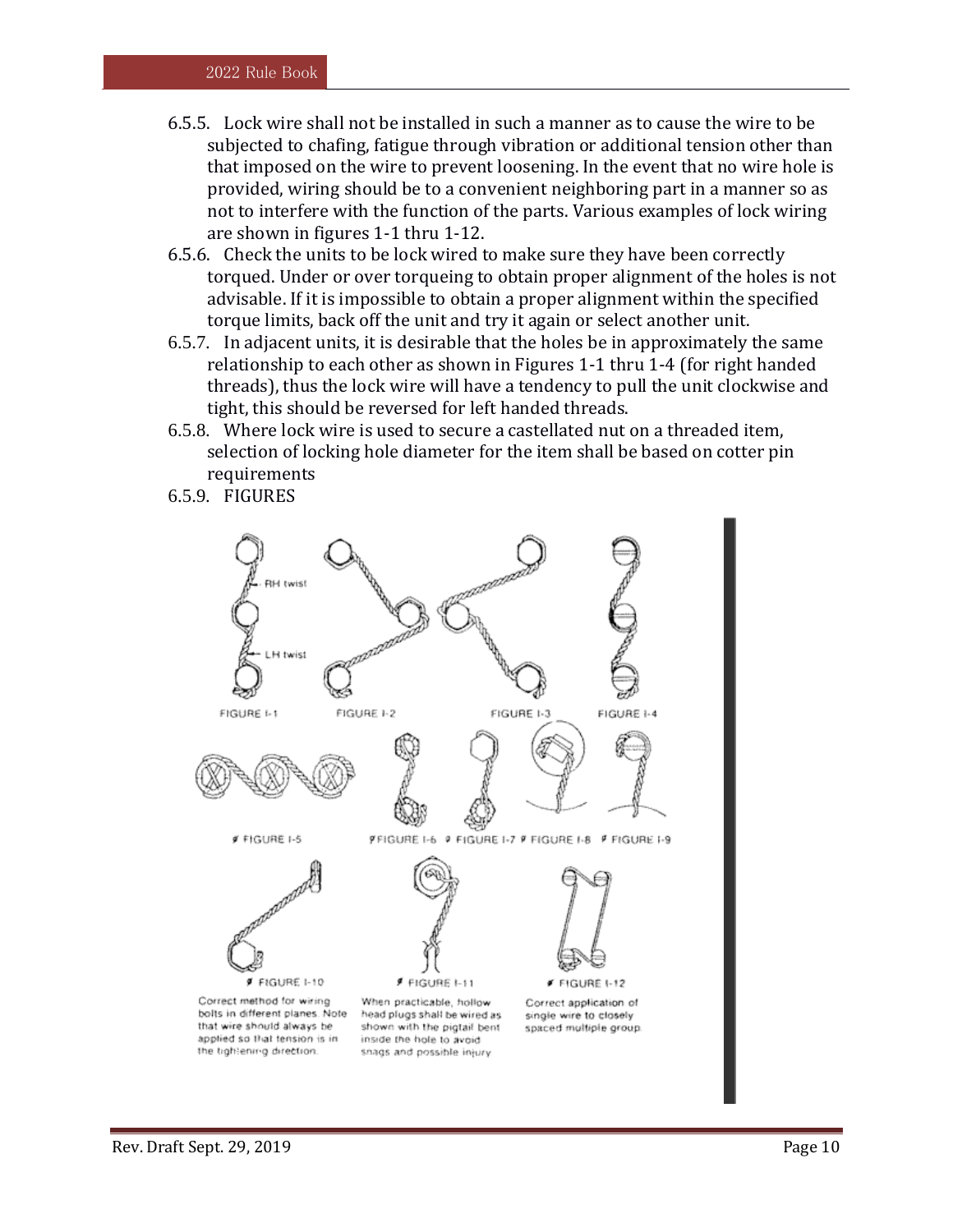6.5.5. Lock wire shall not be installed in such a manner as to cause the wire to be subjected to chafing, fatigue through vibration or additional tension other than that imposed on the wire to prevent loosening. In the event that no wire hole is provided, wiring should be to a convenient neighboring part in a manner so as not to interfere with the function of the parts. Various examples of lock wiring are shown in figures 1-1 thru 1-12.

6.5.6. Check the units to be lock wired to make sure they have been correctly torqued. Under or over torqueing to obtain proper alignment of the holes is not advisable. If it is impossible to obtain a proper alignment within the specified torque limits, back off the unit and try it again or select another unit.

6.5.7. In adjacent units, it is desirable that the holes be in approximately the same relationship to each other as shown in Figures 1-1 thru 1-4 (for right handed threads), thus the lock wire will have a tendency to pull the unit clockwise and tight, this should be reversed for left handed threads.

6.5.8. Where lock wire is used to secure a castellated nut on a threaded item, selection of locking hole diameter for the item shall be based on cotter pin requirements

6.5.9. FIGURES

RH twist

LH twist

FIGURE I-1 FIGURE I-2 FIGURE I-3 FIGURE I-4

FIGURE I-5 FIGURE I-6 FIGURE I-7 FIGURE I-8 FIGURE I-9

FIGURE I-10

Correct method for wiring bolts in different planes. Note that wire should always be applied so that tension is in the tightening direction.

FIGURE I-11

When practicable, hollow head plugs shall be wired as shown with the pigtail bent inside the hole to avoid snags and possible injury

FIGURE I-12

Correct application of single wire to closely spaced multiple group.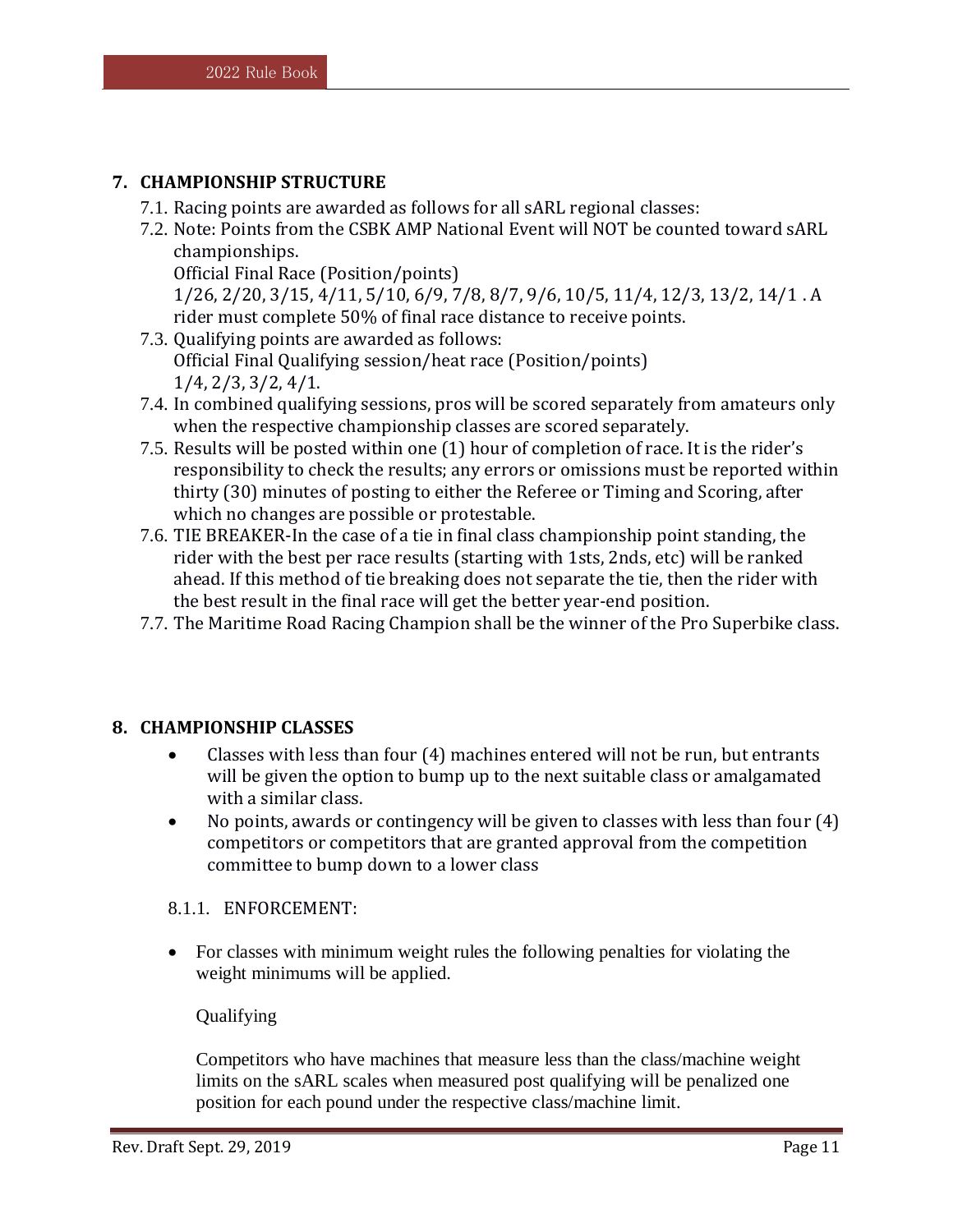## 7. CHAMPIONSHIP STRUCTURE

7.1. Racing points are awarded as follows for all sARL regional classes:

7.2. Note: Points from the CSBK AMP National Event will NOT be counted toward sARL championships.
Official Final Race (Position/points)
1/26, 2/20, 3/15, 4/11, 5/10, 6/9, 7/8, 8/7, 9/6, 10/5, 11/4, 12/3, 13/2, 14/1 . A rider must complete 50% of final race distance to receive points.

7.3. Qualifying points are awarded as follows:
Official Final Qualifying session/heat race (Position/points)
1/4, 2/3, 3/2, 4/1.

7.4. In combined qualifying sessions, pros will be scored separately from amateurs only when the respective championship classes are scored separately.

7.5. Results will be posted within one (1) hour of completion of race. It is the rider's responsibility to check the results; any errors or omissions must be reported within thirty (30) minutes of posting to either the Referee or Timing and Scoring, after which no changes are possible or protestable.

7.6. TIE BREAKER-In the case of a tie in final class championship point standing, the rider with the best per race results (starting with 1sts, 2nds, etc) will be ranked ahead. If this method of tie breaking does not separate the tie, then the rider with the best result in the final race will get the better year-end position.

7.7. The Maritime Road Racing Champion shall be the winner of the Pro Superbike class.

## 8. CHAMPIONSHIP CLASSES

- Classes with less than four (4) machines entered will not be run, but entrants will be given the option to bump up to the next suitable class or amalgamated with a similar class.
- No points, awards or contingency will be given to classes with less than four (4) competitors or competitors that are granted approval from the competition committee to bump down to a lower class

8.1.1. ENFORCEMENT:

- For classes with minimum weight rules the following penalties for violating the weight minimums will be applied.

Qualifying

Competitors who have machines that measure less than the class/machine weight limits on the sARL scales when measured post qualifying will be penalized one position for each pound under the respective class/machine limit.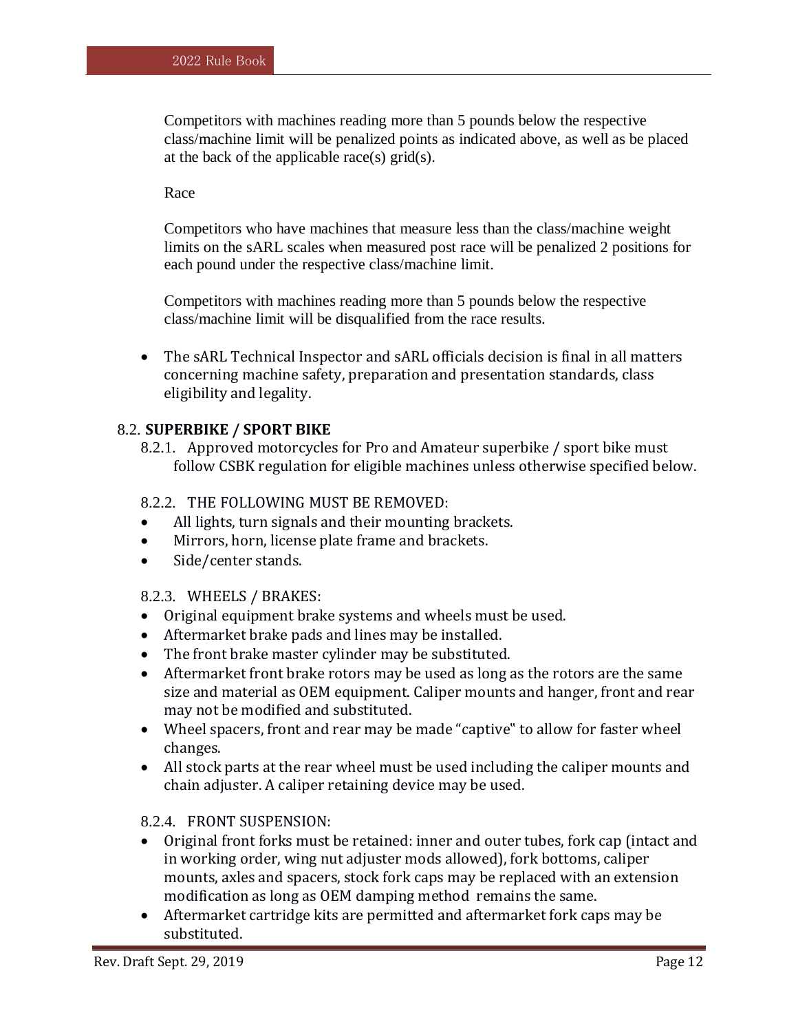Competitors with machines reading more than 5 pounds below the respective class/machine limit will be penalized points as indicated above, as well as be placed at the back of the applicable race(s) grid(s).

Race

Competitors who have machines that measure less than the class/machine weight limits on the sARL scales when measured post race will be penalized 2 positions for each pound under the respective class/machine limit.

Competitors with machines reading more than 5 pounds below the respective class/machine limit will be disqualified from the race results.

- The sARL Technical Inspector and sARL officials decision is final in all matters concerning machine safety, preparation and presentation standards, class eligibility and legality.

## 8.2. SUPERBIKE / SPORT BIKE

8.2.1. Approved motorcycles for Pro and Amateur superbike / sport bike must follow CSBK regulation for eligible machines unless otherwise specified below.

8.2.2. THE FOLLOWING MUST BE REMOVED:

- All lights, turn signals and their mounting brackets.
- Mirrors, horn, license plate frame and brackets.
- Side/center stands.

8.2.3. WHEELS / BRAKES:

- Original equipment brake systems and wheels must be used.
- Aftermarket brake pads and lines may be installed.
- The front brake master cylinder may be substituted.
- Aftermarket front brake rotors may be used as long as the rotors are the same size and material as OEM equipment. Caliper mounts and hanger, front and rear may not be modified and substituted.
- Wheel spacers, front and rear may be made "captive" to allow for faster wheel changes.
- All stock parts at the rear wheel must be used including the caliper mounts and chain adjuster. A caliper retaining device may be used.

8.2.4. FRONT SUSPENSION:

- Original front forks must be retained: inner and outer tubes, fork cap (intact and in working order, wing nut adjuster mods allowed), fork bottoms, caliper mounts, axles and spacers, stock fork caps may be replaced with an extension modification as long as OEM damping method remains the same.
- Aftermarket cartridge kits are permitted and aftermarket fork caps may be substituted.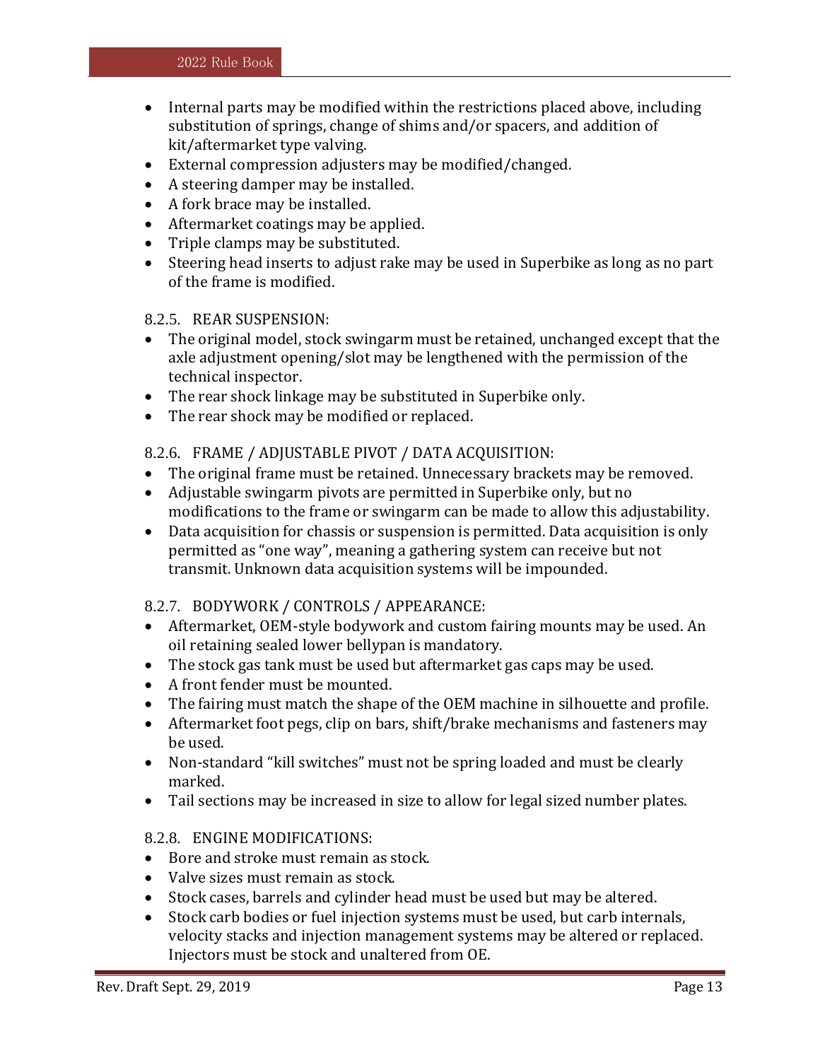- Internal parts may be modified within the restrictions placed above, including substitution of springs, change of shims and/or spacers, and addition of kit/aftermarket type valving.
- External compression adjusters may be modified/changed.
- A steering damper may be installed.
- A fork brace may be installed.
- Aftermarket coatings may be applied.
- Triple clamps may be substituted.
- Steering head inserts to adjust rake may be used in Superbike as long as no part of the frame is modified.

### 8.2.5. REAR SUSPENSION:

- The original model, stock swingarm must be retained, unchanged except that the axle adjustment opening/slot may be lengthened with the permission of the technical inspector.
- The rear shock linkage may be substituted in Superbike only.
- The rear shock may be modified or replaced.

### 8.2.6. FRAME / ADJUSTABLE PIVOT / DATA ACQUISITION:

- The original frame must be retained. Unnecessary brackets may be removed.
- Adjustable swingarm pivots are permitted in Superbike only, but no modifications to the frame or swingarm can be made to allow this adjustability.
- Data acquisition for chassis or suspension is permitted. Data acquisition is only permitted as "one way", meaning a gathering system can receive but not transmit. Unknown data acquisition systems will be impounded.

### 8.2.7. BODYWORK / CONTROLS / APPEARANCE:

- Aftermarket, OEM-style bodywork and custom fairing mounts may be used. An oil retaining sealed lower bellypan is mandatory.
- The stock gas tank must be used but aftermarket gas caps may be used.
- A front fender must be mounted.
- The fairing must match the shape of the OEM machine in silhouette and profile.
- Aftermarket foot pegs, clip on bars, shift/brake mechanisms and fasteners may be used.
- Non-standard "kill switches" must not be spring loaded and must be clearly marked.
- Tail sections may be increased in size to allow for legal sized number plates.

### 8.2.8. ENGINE MODIFICATIONS:

- Bore and stroke must remain as stock.
- Valve sizes must remain as stock.
- Stock cases, barrels and cylinder head must be used but may be altered.
- Stock carb bodies or fuel injection systems must be used, but carb internals, velocity stacks and injection management systems may be altered or replaced. Injectors must be stock and unaltered from OE.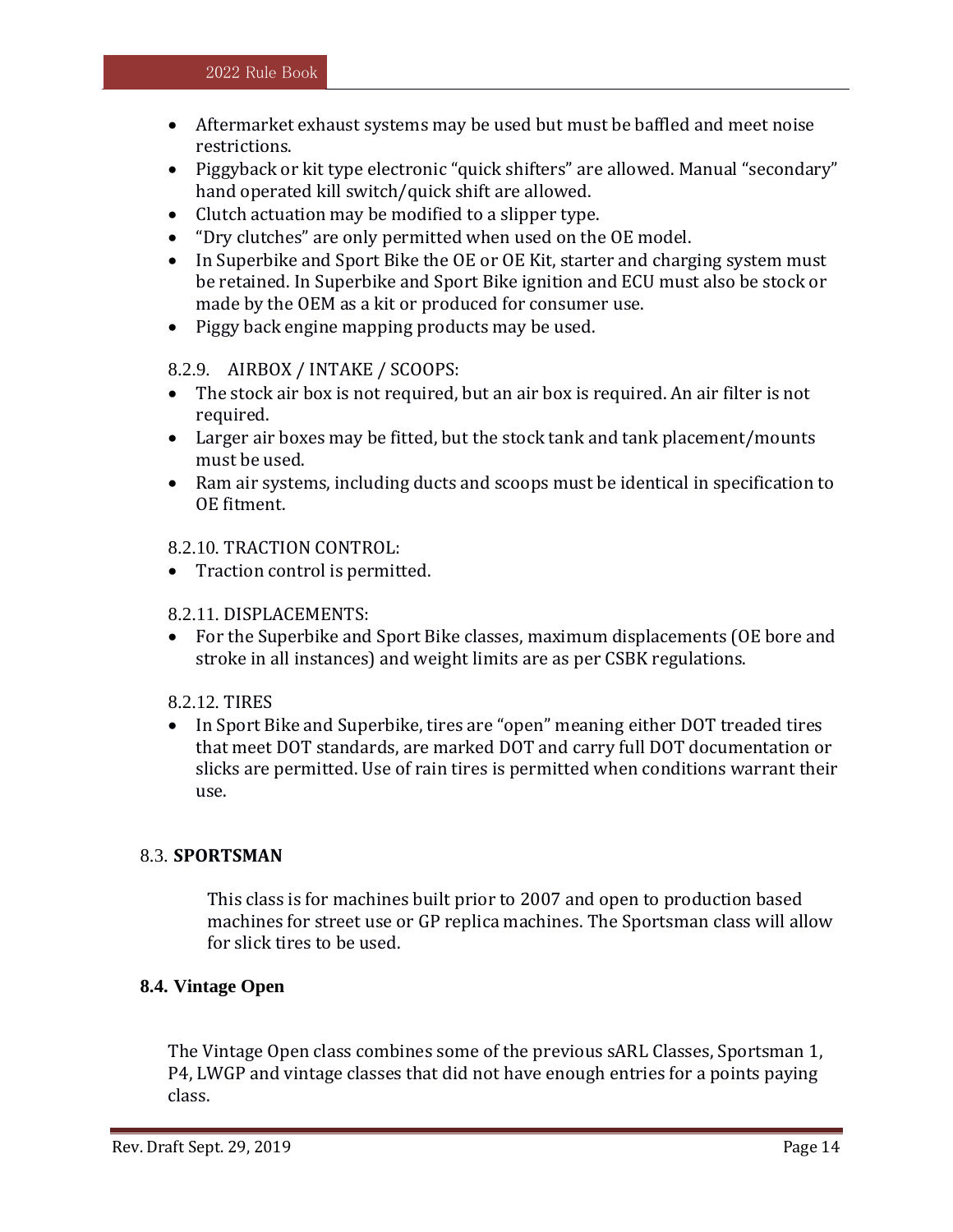- Aftermarket exhaust systems may be used but must be baffled and meet noise restrictions.
- Piggyback or kit type electronic "quick shifters" are allowed. Manual "secondary" hand operated kill switch/quick shift are allowed.
- Clutch actuation may be modified to a slipper type.
- "Dry clutches" are only permitted when used on the OE model.
- In Superbike and Sport Bike the OE or OE Kit, starter and charging system must be retained. In Superbike and Sport Bike ignition and ECU must also be stock or made by the OEM as a kit or produced for consumer use.
- Piggy back engine mapping products may be used.

8.2.9. AIRBOX / INTAKE / SCOOPS:

- The stock air box is not required, but an air box is required. An air filter is not required.
- Larger air boxes may be fitted, but the stock tank and tank placement/mounts must be used.
- Ram air systems, including ducts and scoops must be identical in specification to OE fitment.

8.2.10. TRACTION CONTROL:

- Traction control is permitted.

8.2.11. DISPLACEMENTS:

- For the Superbike and Sport Bike classes, maximum displacements (OE bore and stroke in all instances) and weight limits are as per CSBK regulations.

8.2.12. TIRES

- In Sport Bike and Superbike, tires are "open" meaning either DOT treaded tires that meet DOT standards, are marked DOT and carry full DOT documentation or slicks are permitted. Use of rain tires is permitted when conditions warrant their use.

## 8.3. **SPORTSMAN**

This class is for machines built prior to 2007 and open to production based machines for street use or GP replica machines. The Sportsman class will allow for slick tires to be used.

## **8.4. Vintage Open**

The Vintage Open class combines some of the previous sARL Classes, Sportsman 1, P4, LWGP and vintage classes that did not have enough entries for a points paying class.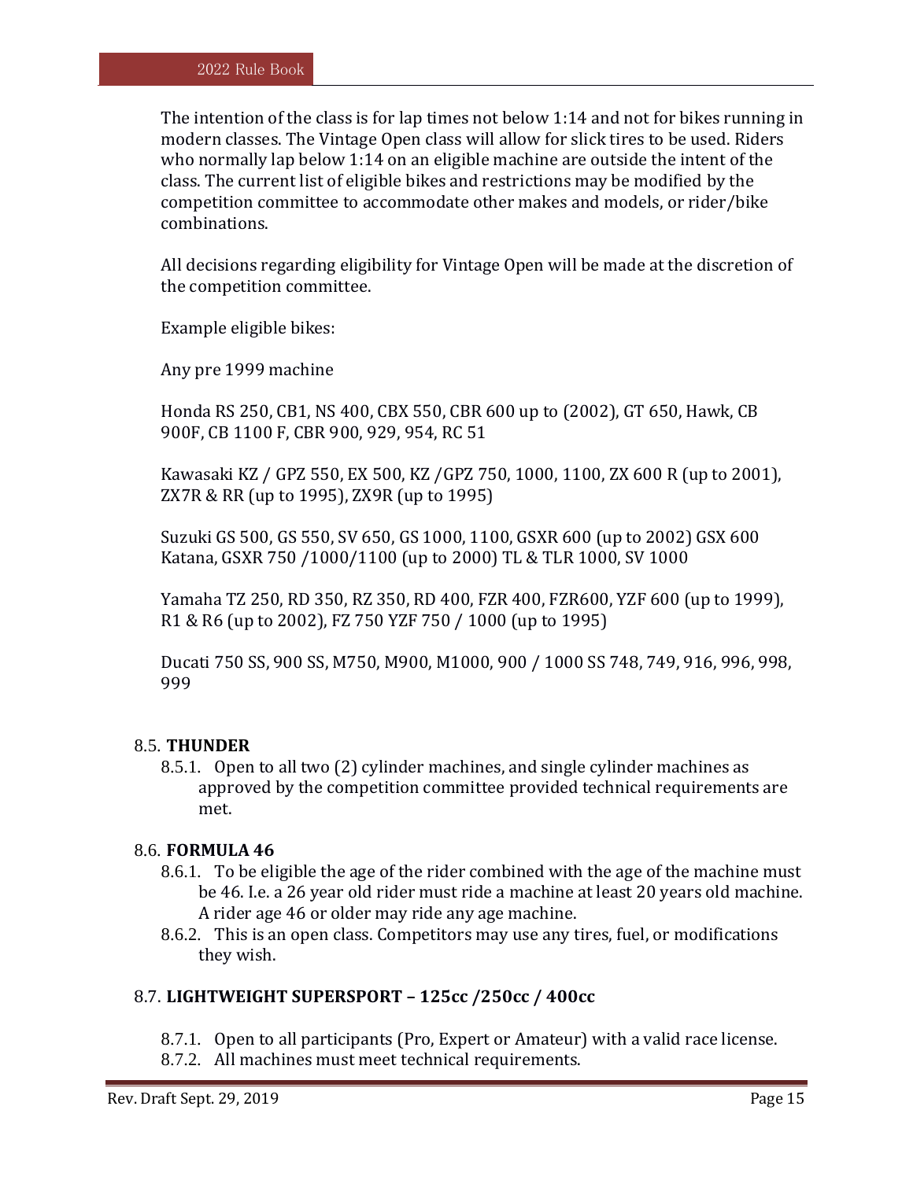The intention of the class is for lap times not below 1:14 and not for bikes running in modern classes. The Vintage Open class will allow for slick tires to be used. Riders who normally lap below 1:14 on an eligible machine are outside the intent of the class. The current list of eligible bikes and restrictions may be modified by the competition committee to accommodate other makes and models, or rider/bike combinations.

All decisions regarding eligibility for Vintage Open will be made at the discretion of the competition committee.

Example eligible bikes:

Any pre 1999 machine

Honda RS 250, CB1, NS 400, CBX 550, CBR 600 up to (2002), GT 650, Hawk, CB 900F, CB 1100 F, CBR 900, 929, 954, RC 51

Kawasaki KZ / GPZ 550, EX 500, KZ /GPZ 750, 1000, 1100, ZX 600 R (up to 2001), ZX7R & RR (up to 1995), ZX9R (up to 1995)

Suzuki GS 500, GS 550, SV 650, GS 1000, 1100, GSXR 600 (up to 2002) GSX 600 Katana, GSXR 750 /1000/1100 (up to 2000) TL & TLR 1000, SV 1000

Yamaha TZ 250, RD 350, RZ 350, RD 400, FZR 400, FZR600, YZF 600 (up to 1999), R1 & R6 (up to 2002), FZ 750 YZF 750 / 1000 (up to 1995)

Ducati 750 SS, 900 SS, M750, M900, M1000, 900 / 1000 SS 748, 749, 916, 996, 998, 999

### 8.5. **THUNDER**

8.5.1. Open to all two (2) cylinder machines, and single cylinder machines as approved by the competition committee provided technical requirements are met.

### 8.6. **FORMULA 46**

8.6.1. To be eligible the age of the rider combined with the age of the machine must be 46. I.e. a 26 year old rider must ride a machine at least 20 years old machine. A rider age 46 or older may ride any age machine.

8.6.2. This is an open class. Competitors may use any tires, fuel, or modifications they wish.

### 8.7. **LIGHTWEIGHT SUPERSPORT – 125cc /250cc / 400cc**

8.7.1. Open to all participants (Pro, Expert or Amateur) with a valid race license.

8.7.2. All machines must meet technical requirements.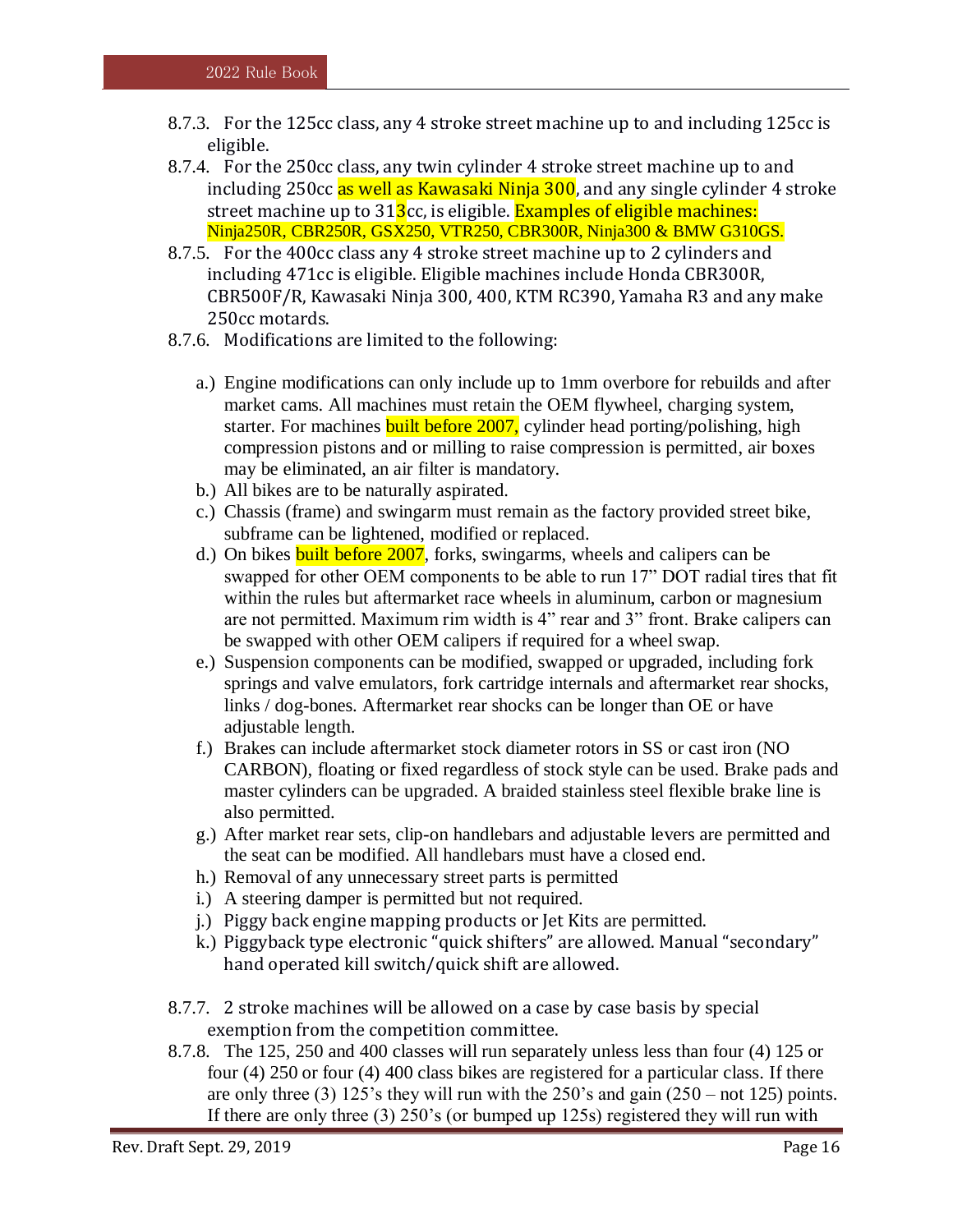8.7.3. For the 125cc class, any 4 stroke street machine up to and including 125cc is eligible.

8.7.4. For the 250cc class, any twin cylinder 4 stroke street machine up to and including 250cc as well as Kawasaki Ninja 300, and any single cylinder 4 stroke street machine up to 313cc, is eligible. Examples of eligible machines: Ninja250R, CBR250R, GSX250, VTR250, CBR300R, Ninja300 & BMW G310GS.

8.7.5. For the 400cc class any 4 stroke street machine up to 2 cylinders and including 471cc is eligible. Eligible machines include Honda CBR300R, CBR500F/R, Kawasaki Ninja 300, 400, KTM RC390, Yamaha R3 and any make 250cc motards.

8.7.6. Modifications are limited to the following:

a.) Engine modifications can only include up to 1mm overbore for rebuilds and after market cams. All machines must retain the OEM flywheel, charging system, starter. For machines built before 2007, cylinder head porting/polishing, high compression pistons and or milling to raise compression is permitted, air boxes may be eliminated, an air filter is mandatory.

b.) All bikes are to be naturally aspirated.

c.) Chassis (frame) and swingarm must remain as the factory provided street bike, subframe can be lightened, modified or replaced.

d.) On bikes built before 2007, forks, swingarms, wheels and calipers can be swapped for other OEM components to be able to run 17" DOT radial tires that fit within the rules but aftermarket race wheels in aluminum, carbon or magnesium are not permitted. Maximum rim width is 4" rear and 3" front. Brake calipers can be swapped with other OEM calipers if required for a wheel swap.

e.) Suspension components can be modified, swapped or upgraded, including fork springs and valve emulators, fork cartridge internals and aftermarket rear shocks, links / dog-bones. Aftermarket rear shocks can be longer than OE or have adjustable length.

f.) Brakes can include aftermarket stock diameter rotors in SS or cast iron (NO CARBON), floating or fixed regardless of stock style can be used. Brake pads and master cylinders can be upgraded. A braided stainless steel flexible brake line is also permitted.

g.) After market rear sets, clip-on handlebars and adjustable levers are permitted and the seat can be modified. All handlebars must have a closed end.

h.) Removal of any unnecessary street parts is permitted

i.) A steering damper is permitted but not required.

j.) Piggy back engine mapping products or Jet Kits are permitted.

k.) Piggyback type electronic "quick shifters" are allowed. Manual "secondary" hand operated kill switch/quick shift are allowed.

8.7.7. 2 stroke machines will be allowed on a case by case basis by special exemption from the competition committee.

8.7.8. The 125, 250 and 400 classes will run separately unless less than four (4) 125 or four (4) 250 or four (4) 400 class bikes are registered for a particular class. If there are only three (3) 125's they will run with the 250's and gain (250 – not 125) points. If there are only three (3) 250's (or bumped up 125s) registered they will run with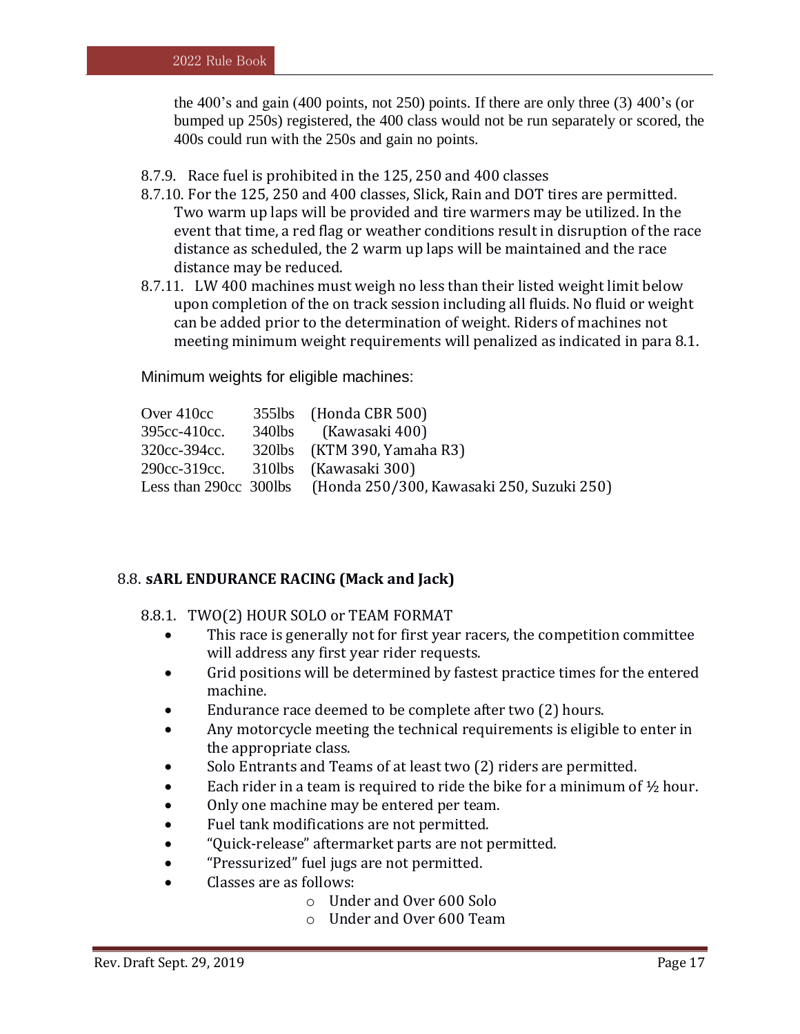the 400's and gain (400 points, not 250) points. If there are only three (3) 400's (or bumped up 250s) registered, the 400 class would not be run separately or scored, the 400s could run with the 250s and gain no points.

- 8.7.9. Race fuel is prohibited in the 125, 250 and 400 classes
- 8.7.10. For the 125, 250 and 400 classes, Slick, Rain and DOT tires are permitted. Two warm up laps will be provided and tire warmers may be utilized. In the event that time, a red flag or weather conditions result in disruption of the race distance as scheduled, the 2 warm up laps will be maintained and the race distance may be reduced.
- 8.7.11. LW 400 machines must weigh no less than their listed weight limit below upon completion of the on track session including all fluids. No fluid or weight can be added prior to the determination of weight. Riders of machines not meeting minimum weight requirements will penalized as indicated in para 8.1.

Minimum weights for eligible machines:

| | | |
|---|---|---|
| Over 410cc | 355lbs | (Honda CBR 500) |
| 395cc-410cc. | 340lbs | (Kawasaki 400) |
| 320cc-394cc. | 320lbs | (KTM 390, Yamaha R3) |
| 290cc-319cc. | 310lbs | (Kawasaki 300) |
| Less than 290cc | 300lbs | (Honda 250/300, Kawasaki 250, Suzuki 250) |

## 8.8. sARL ENDURANCE RACING (Mack and Jack)

### 8.8.1. TWO(2) HOUR SOLO or TEAM FORMAT

- This race is generally not for first year racers, the competition committee will address any first year rider requests.
- Grid positions will be determined by fastest practice times for the entered machine.
- Endurance race deemed to be complete after two (2) hours.
- Any motorcycle meeting the technical requirements is eligible to enter in the appropriate class.
- Solo Entrants and Teams of at least two (2) riders are permitted.
- Each rider in a team is required to ride the bike for a minimum of ½ hour.
- Only one machine may be entered per team.
- Fuel tank modifications are not permitted.
- "Quick-release" aftermarket parts are not permitted.
- "Pressurized" fuel jugs are not permitted.
- Classes are as follows:
  - Under and Over 600 Solo
  - Under and Over 600 Team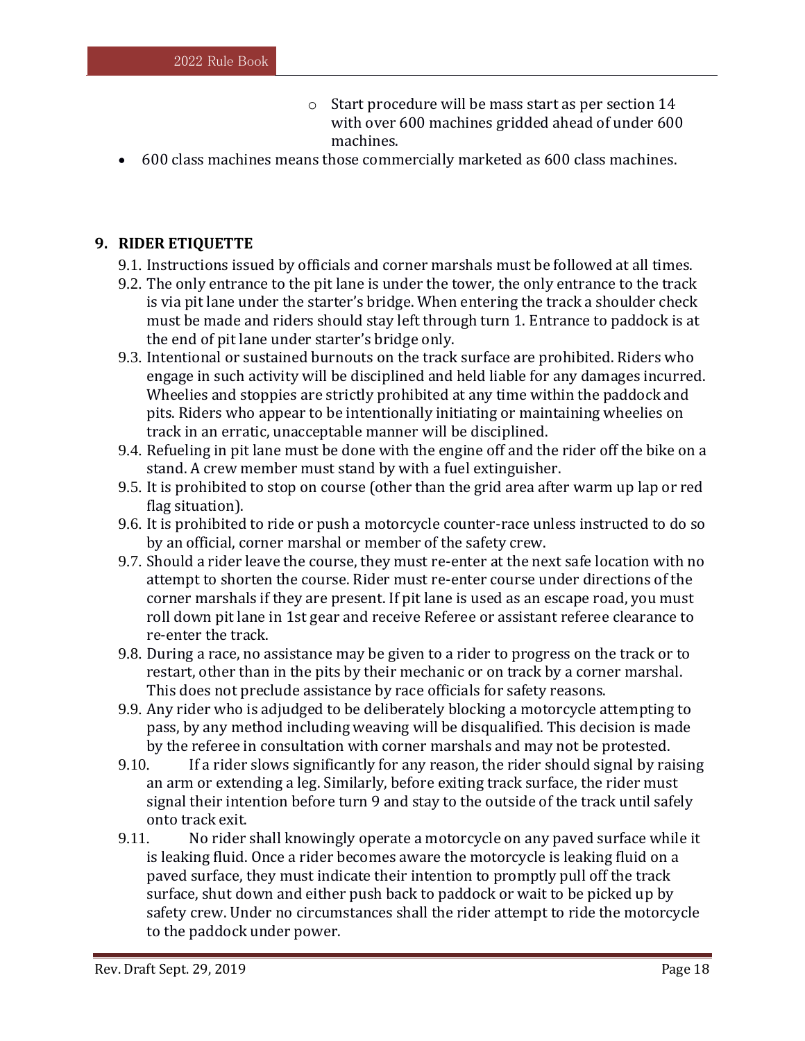- Start procedure will be mass start as per section 14 with over 600 machines gridded ahead of under 600 machines.
- 600 class machines means those commercially marketed as 600 class machines.

## 9. RIDER ETIQUETTE

9.1. Instructions issued by officials and corner marshals must be followed at all times.

9.2. The only entrance to the pit lane is under the tower, the only entrance to the track is via pit lane under the starter's bridge. When entering the track a shoulder check must be made and riders should stay left through turn 1. Entrance to paddock is at the end of pit lane under starter's bridge only.

9.3. Intentional or sustained burnouts on the track surface are prohibited. Riders who engage in such activity will be disciplined and held liable for any damages incurred. Wheelies and stoppies are strictly prohibited at any time within the paddock and pits. Riders who appear to be intentionally initiating or maintaining wheelies on track in an erratic, unacceptable manner will be disciplined.

9.4. Refueling in pit lane must be done with the engine off and the rider off the bike on a stand. A crew member must stand by with a fuel extinguisher.

9.5. It is prohibited to stop on course (other than the grid area after warm up lap or red flag situation).

9.6. It is prohibited to ride or push a motorcycle counter-race unless instructed to do so by an official, corner marshal or member of the safety crew.

9.7. Should a rider leave the course, they must re-enter at the next safe location with no attempt to shorten the course. Rider must re-enter course under directions of the corner marshals if they are present. If pit lane is used as an escape road, you must roll down pit lane in 1st gear and receive Referee or assistant referee clearance to re-enter the track.

9.8. During a race, no assistance may be given to a rider to progress on the track or to restart, other than in the pits by their mechanic or on track by a corner marshal. This does not preclude assistance by race officials for safety reasons.

9.9. Any rider who is adjudged to be deliberately blocking a motorcycle attempting to pass, by any method including weaving will be disqualified. This decision is made by the referee in consultation with corner marshals and may not be protested.

9.10. If a rider slows significantly for any reason, the rider should signal by raising an arm or extending a leg. Similarly, before exiting track surface, the rider must signal their intention before turn 9 and stay to the outside of the track until safely onto track exit.

9.11. No rider shall knowingly operate a motorcycle on any paved surface while it is leaking fluid. Once a rider becomes aware the motorcycle is leaking fluid on a paved surface, they must indicate their intention to promptly pull off the track surface, shut down and either push back to paddock or wait to be picked up by safety crew. Under no circumstances shall the rider attempt to ride the motorcycle to the paddock under power.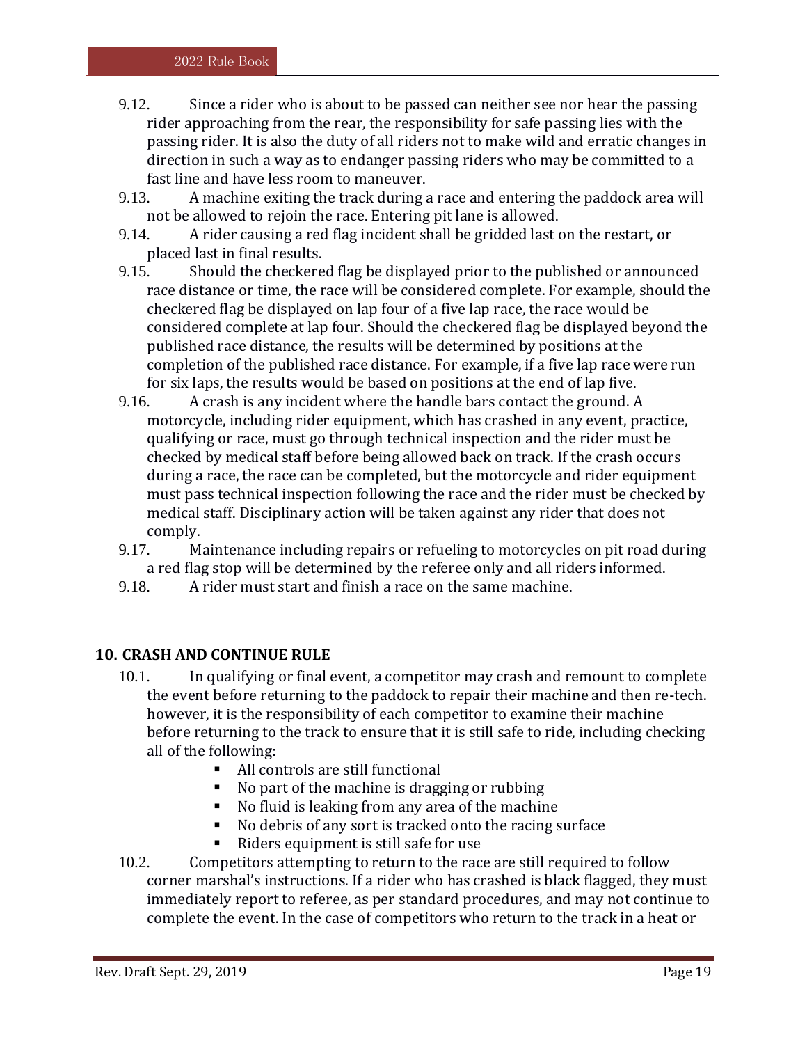9.12. Since a rider who is about to be passed can neither see nor hear the passing rider approaching from the rear, the responsibility for safe passing lies with the passing rider. It is also the duty of all riders not to make wild and erratic changes in direction in such a way as to endanger passing riders who may be committed to a fast line and have less room to maneuver.

9.13. A machine exiting the track during a race and entering the paddock area will not be allowed to rejoin the race. Entering pit lane is allowed.

9.14. A rider causing a red flag incident shall be gridded last on the restart, or placed last in final results.

9.15. Should the checkered flag be displayed prior to the published or announced race distance or time, the race will be considered complete. For example, should the checkered flag be displayed on lap four of a five lap race, the race would be considered complete at lap four. Should the checkered flag be displayed beyond the published race distance, the results will be determined by positions at the completion of the published race distance. For example, if a five lap race were run for six laps, the results would be based on positions at the end of lap five.

9.16. A crash is any incident where the handle bars contact the ground. A motorcycle, including rider equipment, which has crashed in any event, practice, qualifying or race, must go through technical inspection and the rider must be checked by medical staff before being allowed back on track. If the crash occurs during a race, the race can be completed, but the motorcycle and rider equipment must pass technical inspection following the race and the rider must be checked by medical staff. Disciplinary action will be taken against any rider that does not comply.

9.17. Maintenance including repairs or refueling to motorcycles on pit road during a red flag stop will be determined by the referee only and all riders informed.

9.18. A rider must start and finish a race on the same machine.

## 10. CRASH AND CONTINUE RULE

10.1. In qualifying or final event, a competitor may crash and remount to complete the event before returning to the paddock to repair their machine and then re-tech. however, it is the responsibility of each competitor to examine their machine before returning to the track to ensure that it is still safe to ride, including checking all of the following:

- All controls are still functional
- No part of the machine is dragging or rubbing
- No fluid is leaking from any area of the machine
- No debris of any sort is tracked onto the racing surface
- Riders equipment is still safe for use

10.2. Competitors attempting to return to the race are still required to follow corner marshal's instructions. If a rider who has crashed is black flagged, they must immediately report to referee, as per standard procedures, and may not continue to complete the event. In the case of competitors who return to the track in a heat or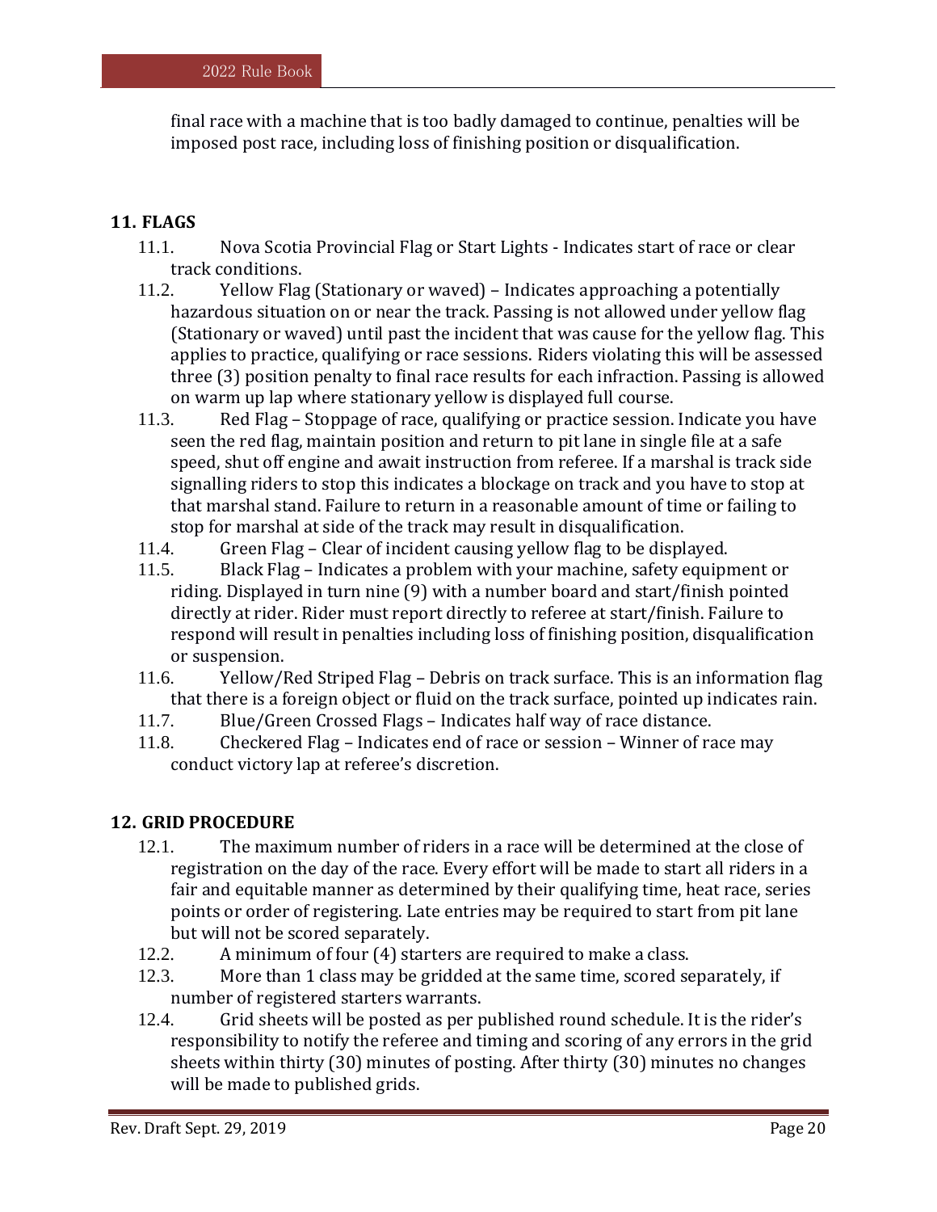final race with a machine that is too badly damaged to continue, penalties will be imposed post race, including loss of finishing position or disqualification.

## 11. FLAGS

11.1. Nova Scotia Provincial Flag or Start Lights - Indicates start of race or clear track conditions.

11.2. Yellow Flag (Stationary or waved) – Indicates approaching a potentially hazardous situation on or near the track. Passing is not allowed under yellow flag (Stationary or waved) until past the incident that was cause for the yellow flag. This applies to practice, qualifying or race sessions. Riders violating this will be assessed three (3) position penalty to final race results for each infraction. Passing is allowed on warm up lap where stationary yellow is displayed full course.

11.3. Red Flag – Stoppage of race, qualifying or practice session. Indicate you have seen the red flag, maintain position and return to pit lane in single file at a safe speed, shut off engine and await instruction from referee. If a marshal is track side signalling riders to stop this indicates a blockage on track and you have to stop at that marshal stand. Failure to return in a reasonable amount of time or failing to stop for marshal at side of the track may result in disqualification.

11.4. Green Flag – Clear of incident causing yellow flag to be displayed.

11.5. Black Flag – Indicates a problem with your machine, safety equipment or riding. Displayed in turn nine (9) with a number board and start/finish pointed directly at rider. Rider must report directly to referee at start/finish. Failure to respond will result in penalties including loss of finishing position, disqualification or suspension.

11.6. Yellow/Red Striped Flag – Debris on track surface. This is an information flag that there is a foreign object or fluid on the track surface, pointed up indicates rain.

11.7. Blue/Green Crossed Flags – Indicates half way of race distance.

11.8. Checkered Flag – Indicates end of race or session – Winner of race may conduct victory lap at referee's discretion.

## 12. GRID PROCEDURE

12.1. The maximum number of riders in a race will be determined at the close of registration on the day of the race. Every effort will be made to start all riders in a fair and equitable manner as determined by their qualifying time, heat race, series points or order of registering. Late entries may be required to start from pit lane but will not be scored separately.

12.2. A minimum of four (4) starters are required to make a class.

12.3. More than 1 class may be gridded at the same time, scored separately, if number of registered starters warrants.

12.4. Grid sheets will be posted as per published round schedule. It is the rider's responsibility to notify the referee and timing and scoring of any errors in the grid sheets within thirty (30) minutes of posting. After thirty (30) minutes no changes will be made to published grids.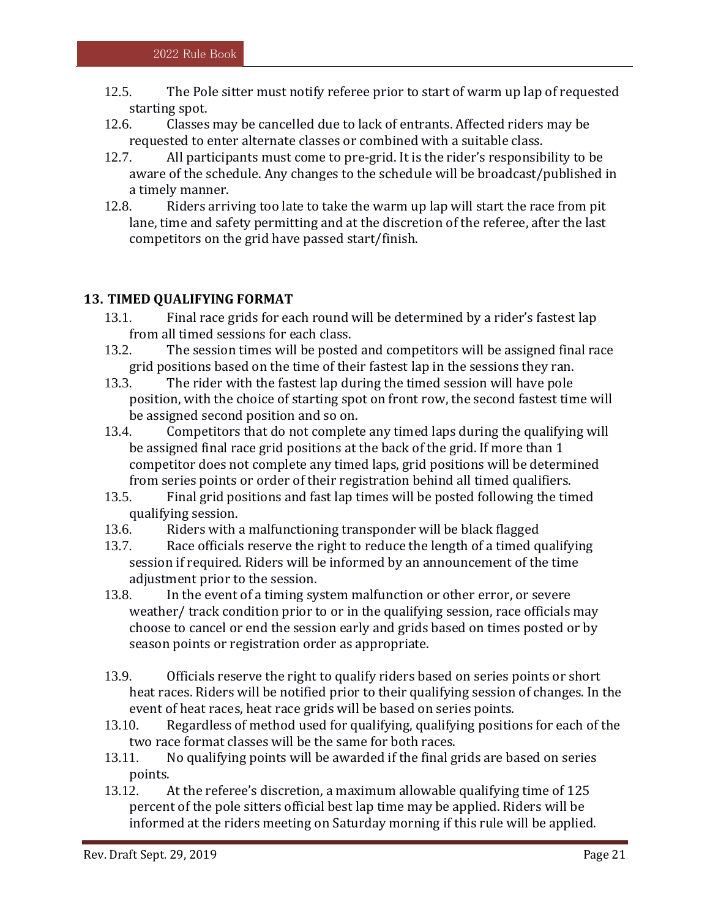12.5. The Pole sitter must notify referee prior to start of warm up lap of requested starting spot.

12.6. Classes may be cancelled due to lack of entrants. Affected riders may be requested to enter alternate classes or combined with a suitable class.

12.7. All participants must come to pre-grid. It is the rider's responsibility to be aware of the schedule. Any changes to the schedule will be broadcast/published in a timely manner.

12.8. Riders arriving too late to take the warm up lap will start the race from pit lane, time and safety permitting and at the discretion of the referee, after the last competitors on the grid have passed start/finish.

## 13. TIMED QUALIFYING FORMAT

13.1. Final race grids for each round will be determined by a rider's fastest lap from all timed sessions for each class.

13.2. The session times will be posted and competitors will be assigned final race grid positions based on the time of their fastest lap in the sessions they ran.

13.3. The rider with the fastest lap during the timed session will have pole position, with the choice of starting spot on front row, the second fastest time will be assigned second position and so on.

13.4. Competitors that do not complete any timed laps during the qualifying will be assigned final race grid positions at the back of the grid. If more than 1 competitor does not complete any timed laps, grid positions will be determined from series points or order of their registration behind all timed qualifiers.

13.5. Final grid positions and fast lap times will be posted following the timed qualifying session.

13.6. Riders with a malfunctioning transponder will be black flagged

13.7. Race officials reserve the right to reduce the length of a timed qualifying session if required. Riders will be informed by an announcement of the time adjustment prior to the session.

13.8. In the event of a timing system malfunction or other error, or severe weather/ track condition prior to or in the qualifying session, race officials may choose to cancel or end the session early and grids based on times posted or by season points or registration order as appropriate.

13.9. Officials reserve the right to qualify riders based on series points or short heat races. Riders will be notified prior to their qualifying session of changes. In the event of heat races, heat race grids will be based on series points.

13.10. Regardless of method used for qualifying, qualifying positions for each of the two race format classes will be the same for both races.

13.11. No qualifying points will be awarded if the final grids are based on series points.

13.12. At the referee's discretion, a maximum allowable qualifying time of 125 percent of the pole sitters official best lap time may be applied. Riders will be informed at the riders meeting on Saturday morning if this rule will be applied.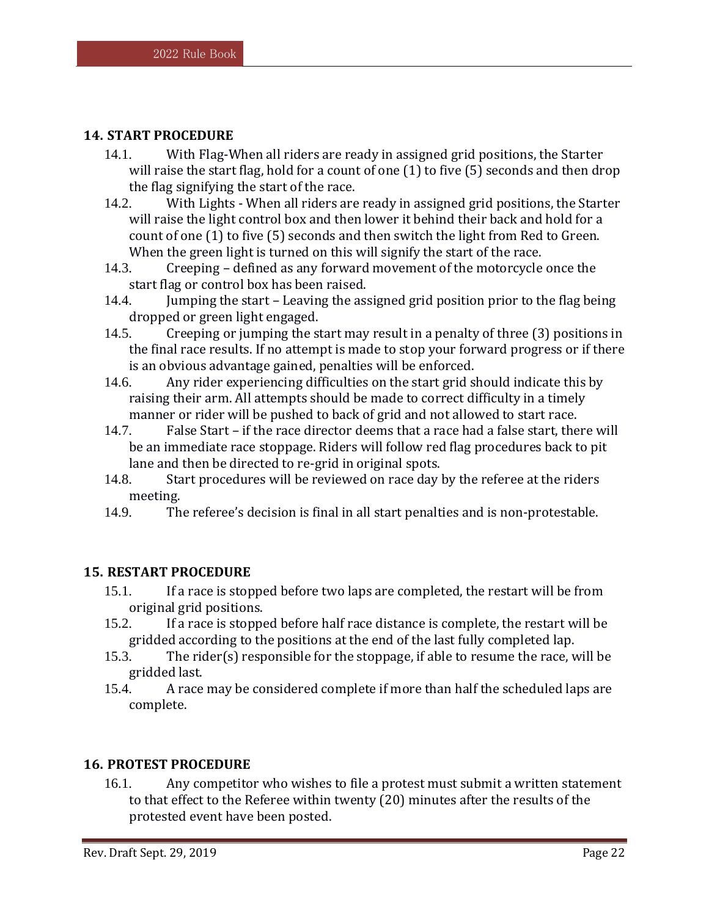## 14. START PROCEDURE

14.1. With Flag-When all riders are ready in assigned grid positions, the Starter will raise the start flag, hold for a count of one (1) to five (5) seconds and then drop the flag signifying the start of the race.

14.2. With Lights - When all riders are ready in assigned grid positions, the Starter will raise the light control box and then lower it behind their back and hold for a count of one (1) to five (5) seconds and then switch the light from Red to Green. When the green light is turned on this will signify the start of the race.

14.3. Creeping – defined as any forward movement of the motorcycle once the start flag or control box has been raised.

14.4. Jumping the start – Leaving the assigned grid position prior to the flag being dropped or green light engaged.

14.5. Creeping or jumping the start may result in a penalty of three (3) positions in the final race results. If no attempt is made to stop your forward progress or if there is an obvious advantage gained, penalties will be enforced.

14.6. Any rider experiencing difficulties on the start grid should indicate this by raising their arm. All attempts should be made to correct difficulty in a timely manner or rider will be pushed to back of grid and not allowed to start race.

14.7. False Start – if the race director deems that a race had a false start, there will be an immediate race stoppage. Riders will follow red flag procedures back to pit lane and then be directed to re-grid in original spots.

14.8. Start procedures will be reviewed on race day by the referee at the riders meeting.

14.9. The referee's decision is final in all start penalties and is non-protestable.

## 15. RESTART PROCEDURE

15.1. If a race is stopped before two laps are completed, the restart will be from original grid positions.

15.2. If a race is stopped before half race distance is complete, the restart will be gridded according to the positions at the end of the last fully completed lap.

15.3. The rider(s) responsible for the stoppage, if able to resume the race, will be gridded last.

15.4. A race may be considered complete if more than half the scheduled laps are complete.

## 16. PROTEST PROCEDURE

16.1. Any competitor who wishes to file a protest must submit a written statement to that effect to the Referee within twenty (20) minutes after the results of the protested event have been posted.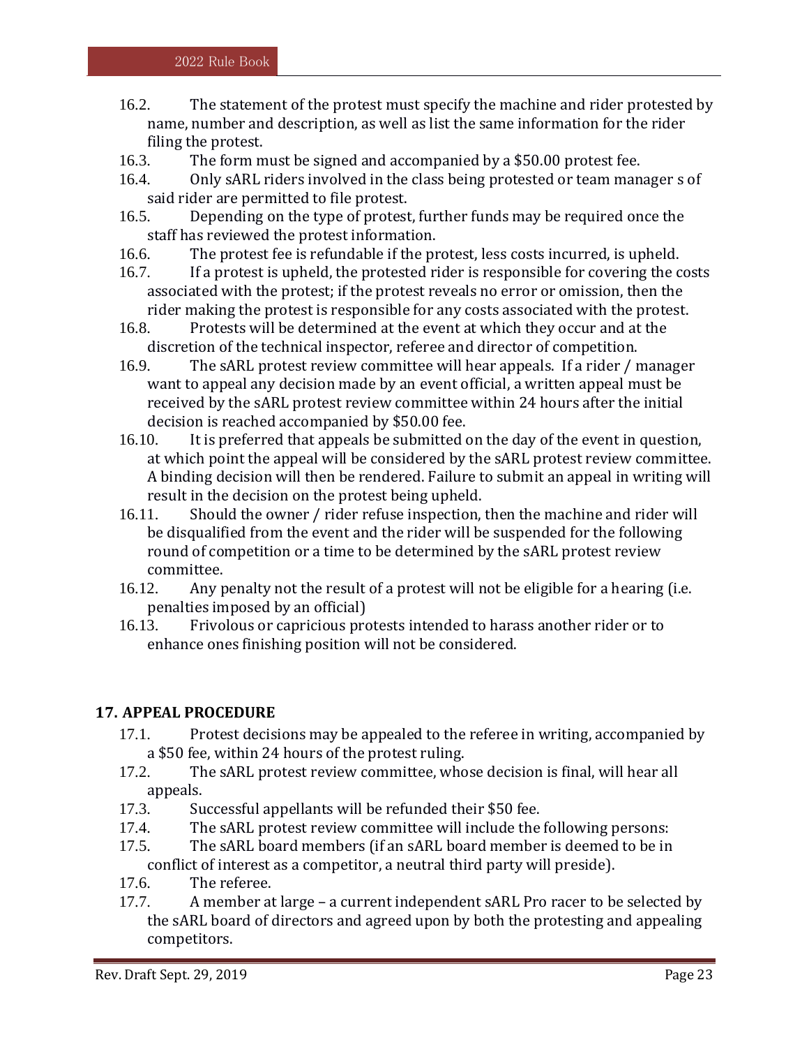16.2. The statement of the protest must specify the machine and rider protested by name, number and description, as well as list the same information for the rider filing the protest.

16.3. The form must be signed and accompanied by a $50.00 protest fee.

16.4. Only sARL riders involved in the class being protested or team manager s of said rider are permitted to file protest.

16.5. Depending on the type of protest, further funds may be required once the staff has reviewed the protest information.

16.6. The protest fee is refundable if the protest, less costs incurred, is upheld.

16.7. If a protest is upheld, the protested rider is responsible for covering the costs associated with the protest; if the protest reveals no error or omission, then the rider making the protest is responsible for any costs associated with the protest.

16.8. Protests will be determined at the event at which they occur and at the discretion of the technical inspector, referee and director of competition.

16.9. The sARL protest review committee will hear appeals. If a rider / manager want to appeal any decision made by an event official, a written appeal must be received by the sARL protest review committee within 24 hours after the initial decision is reached accompanied by $50.00 fee.

16.10. It is preferred that appeals be submitted on the day of the event in question, at which point the appeal will be considered by the sARL protest review committee. A binding decision will then be rendered. Failure to submit an appeal in writing will result in the decision on the protest being upheld.

16.11. Should the owner / rider refuse inspection, then the machine and rider will be disqualified from the event and the rider will be suspended for the following round of competition or a time to be determined by the sARL protest review committee.

16.12. Any penalty not the result of a protest will not be eligible for a hearing (i.e. penalties imposed by an official)

16.13. Frivolous or capricious protests intended to harass another rider or to enhance ones finishing position will not be considered.

## 17. APPEAL PROCEDURE

17.1. Protest decisions may be appealed to the referee in writing, accompanied by a $50 fee, within 24 hours of the protest ruling.

17.2. The sARL protest review committee, whose decision is final, will hear all appeals.

17.3. Successful appellants will be refunded their $50 fee.

17.4. The sARL protest review committee will include the following persons:

17.5. The sARL board members (if an sARL board member is deemed to be in conflict of interest as a competitor, a neutral third party will preside).

17.6. The referee.

17.7. A member at large – a current independent sARL Pro racer to be selected by the sARL board of directors and agreed upon by both the protesting and appealing competitors.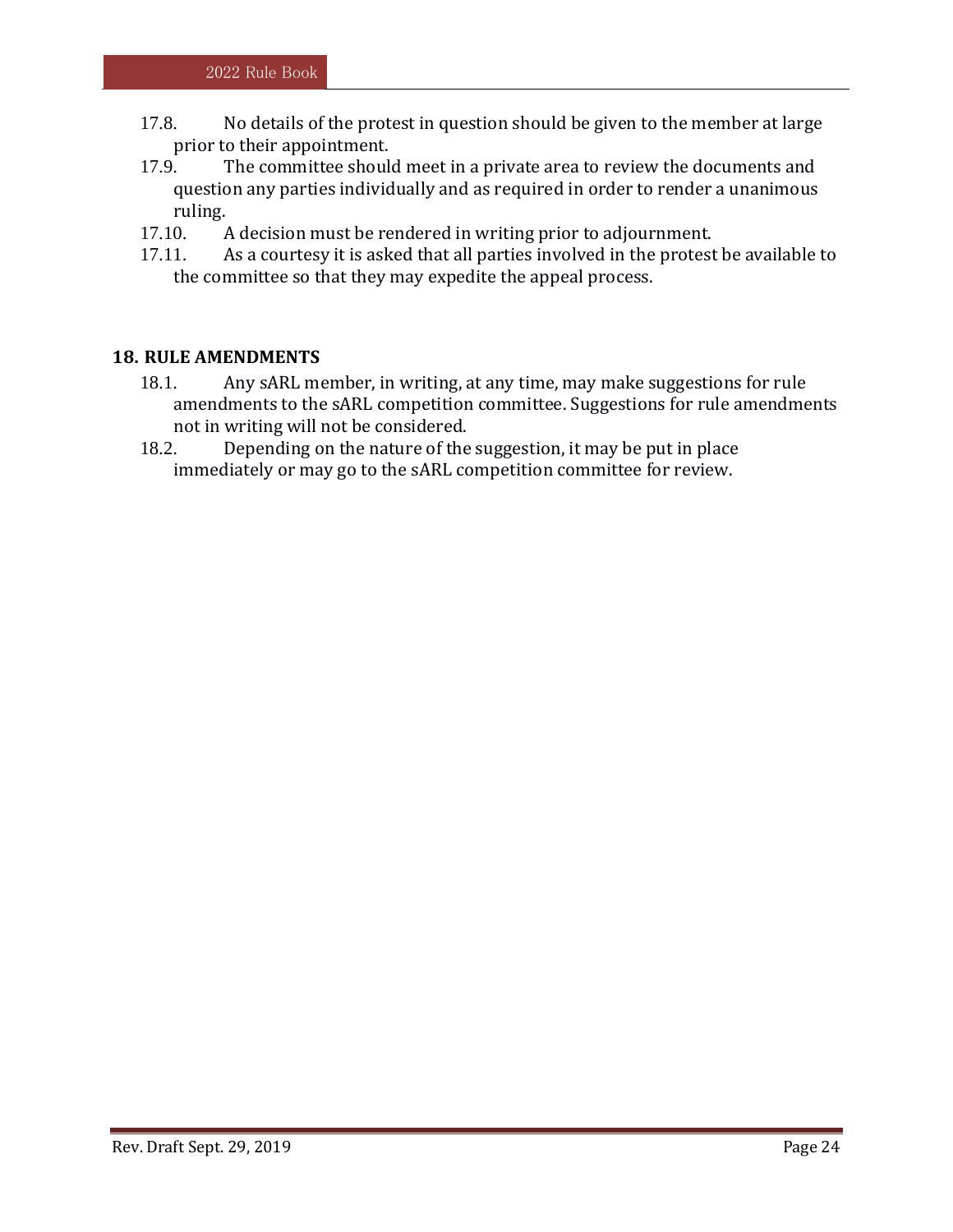17.8. No details of the protest in question should be given to the member at large prior to their appointment.

17.9. The committee should meet in a private area to review the documents and question any parties individually and as required in order to render a unanimous ruling.

17.10. A decision must be rendered in writing prior to adjournment.

17.11. As a courtesy it is asked that all parties involved in the protest be available to the committee so that they may expedite the appeal process.

## 18. RULE AMENDMENTS

18.1. Any sARL member, in writing, at any time, may make suggestions for rule amendments to the sARL competition committee. Suggestions for rule amendments not in writing will not be considered.

18.2. Depending on the nature of the suggestion, it may be put in place immediately or may go to the sARL competition committee for review.